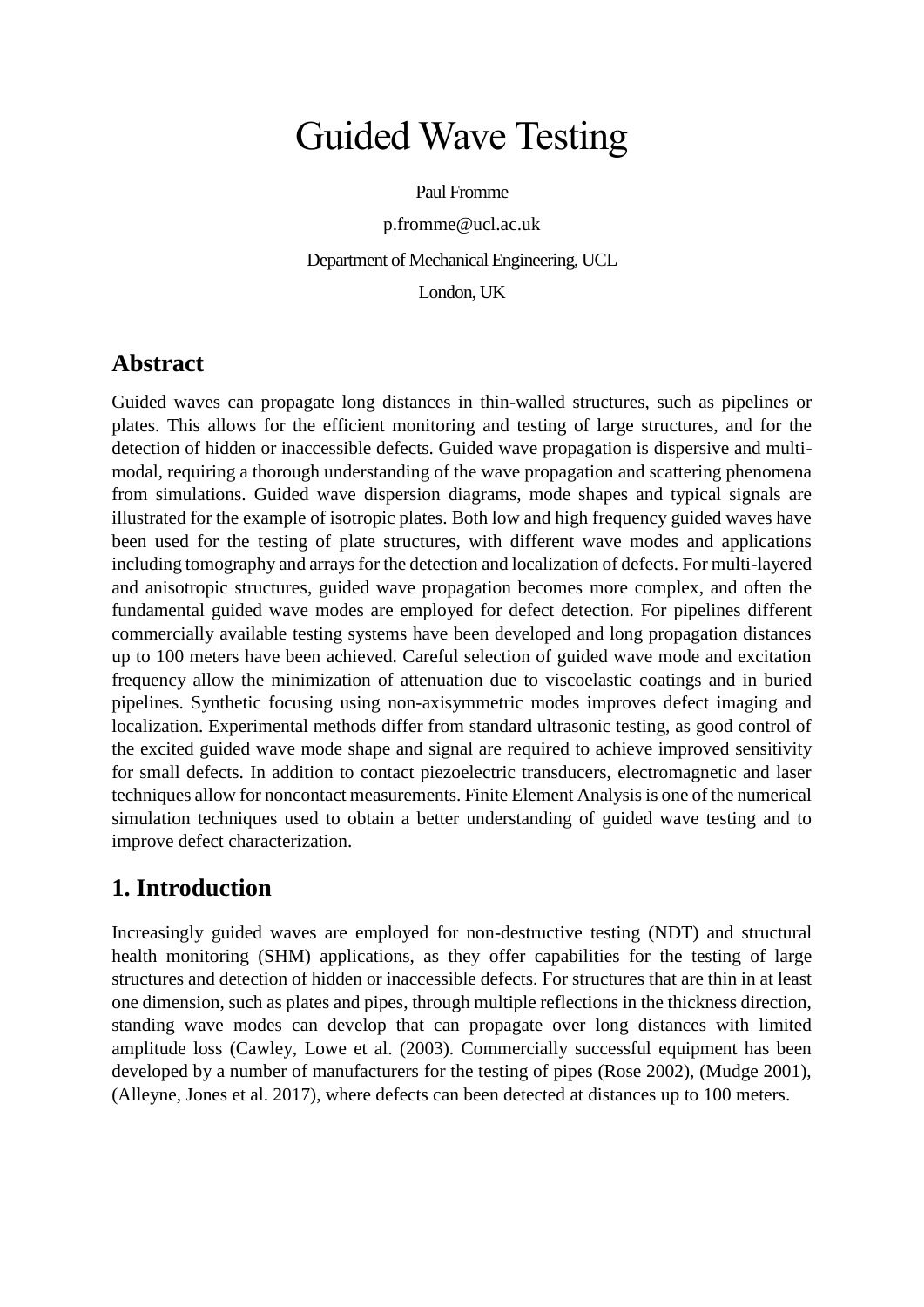# Guided Wave Testing

Paul Fromme

p.fromme@ucl.ac.uk

Department of Mechanical Engineering, UCL

London, UK

## Abstract

Guided waves can propagate long distances in thin-walled structures, such as pipelines or plates. This allows for the efficient monitoring and testing of large structures, and for the detection of hidden or inaccessible defects. Guided wave propagation is dispersive and multi-modal, requiring a thorough understanding of the wave propagation and scattering phenomena from simulations. Guided wave dispersion diagrams, mode shapes and typical signals are illustrated for the example of isotropic plates. Both low and high frequency guided waves have been used for the testing of plate structures, with different wave modes and applications including tomography and arrays for the detection and localization of defects. For multi-layered and anisotropic structures, guided wave propagation becomes more complex, and often the fundamental guided wave modes are employed for defect detection. For pipelines different commercially available testing systems have been developed and long propagation distances up to 100 meters have been achieved. Careful selection of guided wave mode and excitation frequency allow the minimization of attenuation due to viscoelastic coatings and in buried pipelines. Synthetic focusing using non-axisymmetric modes improves defect imaging and localization. Experimental methods differ from standard ultrasonic testing, as good control of the excited guided wave mode shape and signal are required to achieve improved sensitivity for small defects. In addition to contact piezoelectric transducers, electromagnetic and laser techniques allow for noncontact measurements. Finite Element Analysis is one of the numerical simulation techniques used to obtain a better understanding of guided wave testing and to improve defect characterization.

## 1. Introduction

Increasingly guided waves are employed for non-destructive testing (NDT) and structural health monitoring (SHM) applications, as they offer capabilities for the testing of large structures and detection of hidden or inaccessible defects. For structures that are thin in at least one dimension, such as plates and pipes, through multiple reflections in the thickness direction, standing wave modes can develop that can propagate over long distances with limited amplitude loss (Cawley, Lowe et al. (2003). Commercially successful equipment has been developed by a number of manufacturers for the testing of pipes (Rose 2002), (Mudge 2001), (Alleyne, Jones et al. 2017), where defects can been detected at distances up to 100 meters.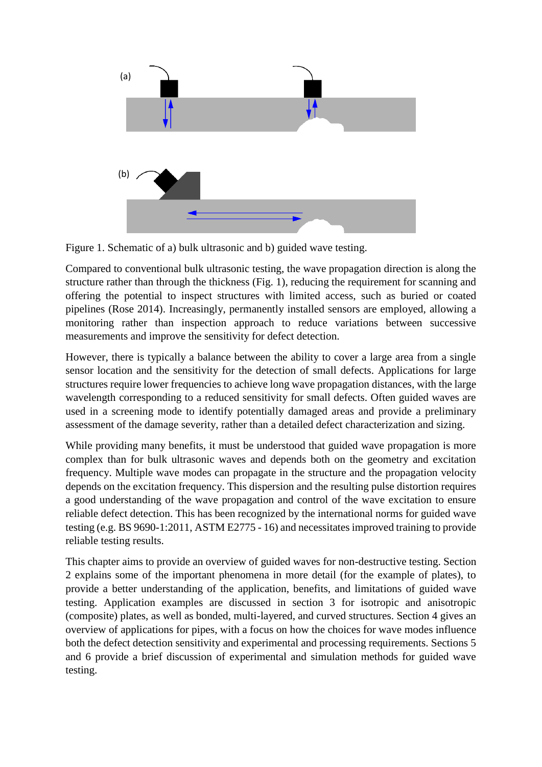(a)

(b)

Figure 1. Schematic of a) bulk ultrasonic and b) guided wave testing.

Compared to conventional bulk ultrasonic testing, the wave propagation direction is along the structure rather than through the thickness (Fig. 1), reducing the requirement for scanning and offering the potential to inspect structures with limited access, such as buried or coated pipelines (Rose 2014). Increasingly, permanently installed sensors are employed, allowing a monitoring rather than inspection approach to reduce variations between successive measurements and improve the sensitivity for defect detection.

However, there is typically a balance between the ability to cover a large area from a single sensor location and the sensitivity for the detection of small defects. Applications for large structures require lower frequencies to achieve long wave propagation distances, with the large wavelength corresponding to a reduced sensitivity for small defects. Often guided waves are used in a screening mode to identify potentially damaged areas and provide a preliminary assessment of the damage severity, rather than a detailed defect characterization and sizing.

While providing many benefits, it must be understood that guided wave propagation is more complex than for bulk ultrasonic waves and depends both on the geometry and excitation frequency. Multiple wave modes can propagate in the structure and the propagation velocity depends on the excitation frequency. This dispersion and the resulting pulse distortion requires a good understanding of the wave propagation and control of the wave excitation to ensure reliable defect detection. This has been recognized by the international norms for guided wave testing (e.g. BS 9690-1:2011, ASTM E2775 - 16) and necessitates improved training to provide reliable testing results.

This chapter aims to provide an overview of guided waves for non-destructive testing. Section 2 explains some of the important phenomena in more detail (for the example of plates), to provide a better understanding of the application, benefits, and limitations of guided wave testing. Application examples are discussed in section 3 for isotropic and anisotropic (composite) plates, as well as bonded, multi-layered, and curved structures. Section 4 gives an overview of applications for pipes, with a focus on how the choices for wave modes influence both the defect detection sensitivity and experimental and processing requirements. Sections 5 and 6 provide a brief discussion of experimental and simulation methods for guided wave testing.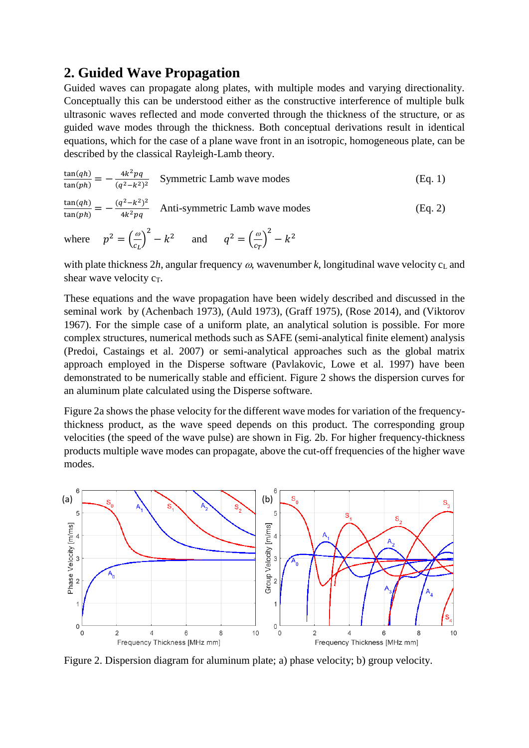## 2. Guided Wave Propagation

Guided waves can propagate along plates, with multiple modes and varying directionality. Conceptually this can be understood either as the constructive interference of multiple bulk ultrasonic waves reflected and mode converted through the thickness of the structure, or as guided wave modes through the thickness. Both conceptual derivations result in identical equations, which for the case of a plane wave front in an isotropic, homogeneous plate, can be described by the classical Rayleigh-Lamb theory.

$$\frac{\tan(qh)}{\tan(ph)} = -\frac{4k^2pq}{(q^2-k^2)^2} \quad \text{Symmetric Lamb wave modes} \qquad \text{(Eq. 1)}$$

$$\frac{\tan(qh)}{\tan(ph)} = -\frac{(q^2-k^2)^2}{4k^2pq} \quad \text{Anti-symmetric Lamb wave modes} \qquad \text{(Eq. 2)}$$

where $p^2 = \left(\frac{\omega}{c_L}\right)^2 - k^2$ and $q^2 = \left(\frac{\omega}{c_T}\right)^2 - k^2$

with plate thickness $2h$, angular frequency $\omega$, wavenumber $k$, longitudinal wave velocity $c_L$ and shear wave velocity $c_T$.

These equations and the wave propagation have been widely described and discussed in the seminal work by (Achenbach 1973), (Auld 1973), (Graff 1975), (Rose 2014), and (Viktorov 1967). For the simple case of a uniform plate, an analytical solution is possible. For more complex structures, numerical methods such as SAFE (semi-analytical finite element) analysis (Predoi, Castaings et al. 2007) or semi-analytical approaches such as the global matrix approach employed in the Disperse software (Pavlakovic, Lowe et al. 1997) have been demonstrated to be numerically stable and efficient. Figure 2 shows the dispersion curves for an aluminum plate calculated using the Disperse software.

Figure 2a shows the phase velocity for the different wave modes for variation of the frequency-thickness product, as the wave speed depends on this product. The corresponding group velocities (the speed of the wave pulse) are shown in Fig. 2b. For higher frequency-thickness products multiple wave modes can propagate, above the cut-off frequencies of the higher wave modes.

Figure 2. Dispersion diagram for aluminum plate; a) phase velocity; b) group velocity.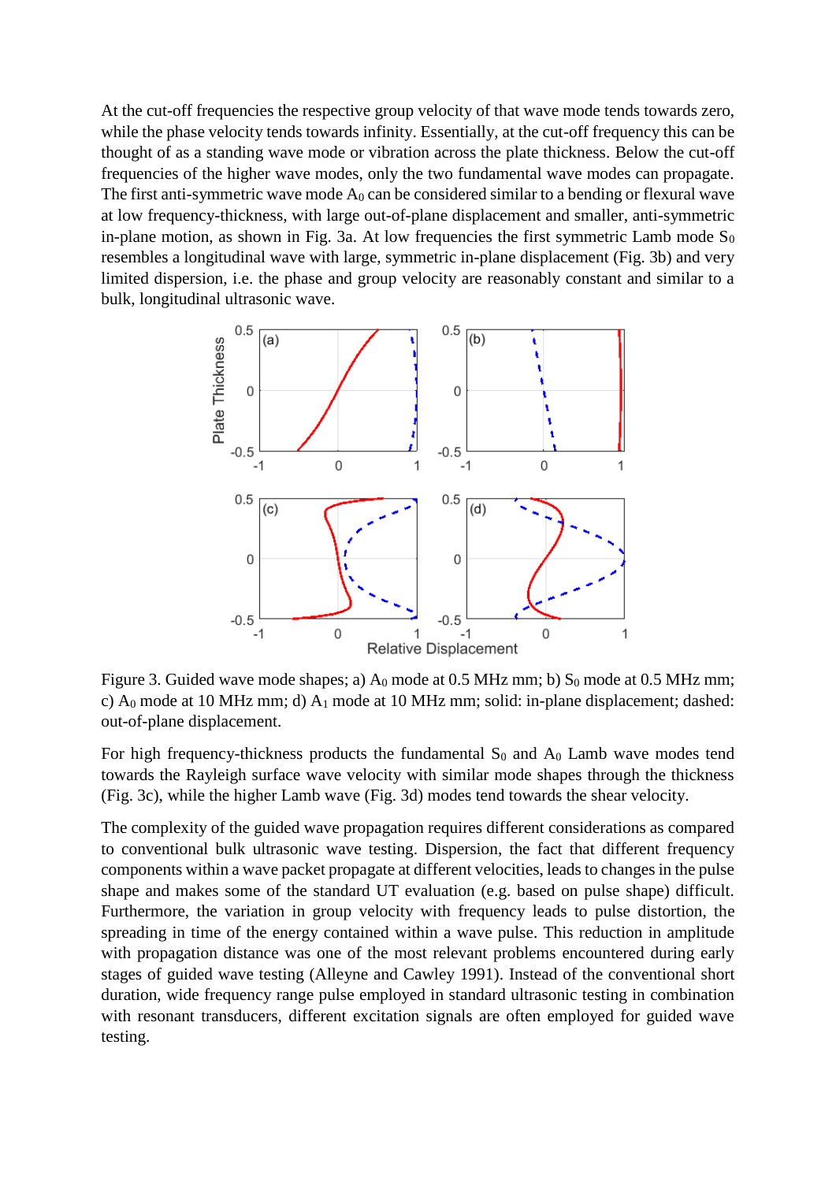At the cut-off frequencies the respective group velocity of that wave mode tends towards zero, while the phase velocity tends towards infinity. Essentially, at the cut-off frequency this can be thought of as a standing wave mode or vibration across the plate thickness. Below the cut-off frequencies of the higher wave modes, only the two fundamental wave modes can propagate. The first anti-symmetric wave mode $A_0$ can be considered similar to a bending or flexural wave at low frequency-thickness, with large out-of-plane displacement and smaller, anti-symmetric in-plane motion, as shown in Fig. 3a. At low frequencies the first symmetric Lamb mode $S_0$ resembles a longitudinal wave with large, symmetric in-plane displacement (Fig. 3b) and very limited dispersion, i.e. the phase and group velocity are reasonably constant and similar to a bulk, longitudinal ultrasonic wave.

Figure 3. Guided wave mode shapes; a) $A_0$ mode at 0.5 MHz mm; b) $S_0$ mode at 0.5 MHz mm; c) $A_0$ mode at 10 MHz mm; d) $A_1$ mode at 10 MHz mm; solid: in-plane displacement; dashed: out-of-plane displacement.

For high frequency-thickness products the fundamental $S_0$ and $A_0$ Lamb wave modes tend towards the Rayleigh surface wave velocity with similar mode shapes through the thickness (Fig. 3c), while the higher Lamb wave (Fig. 3d) modes tend towards the shear velocity.

The complexity of the guided wave propagation requires different considerations as compared to conventional bulk ultrasonic wave testing. Dispersion, the fact that different frequency components within a wave packet propagate at different velocities, leads to changes in the pulse shape and makes some of the standard UT evaluation (e.g. based on pulse shape) difficult. Furthermore, the variation in group velocity with frequency leads to pulse distortion, the spreading in time of the energy contained within a wave pulse. This reduction in amplitude with propagation distance was one of the most relevant problems encountered during early stages of guided wave testing (Alleyne and Cawley 1991). Instead of the conventional short duration, wide frequency range pulse employed in standard ultrasonic testing in combination with resonant transducers, different excitation signals are often employed for guided wave testing.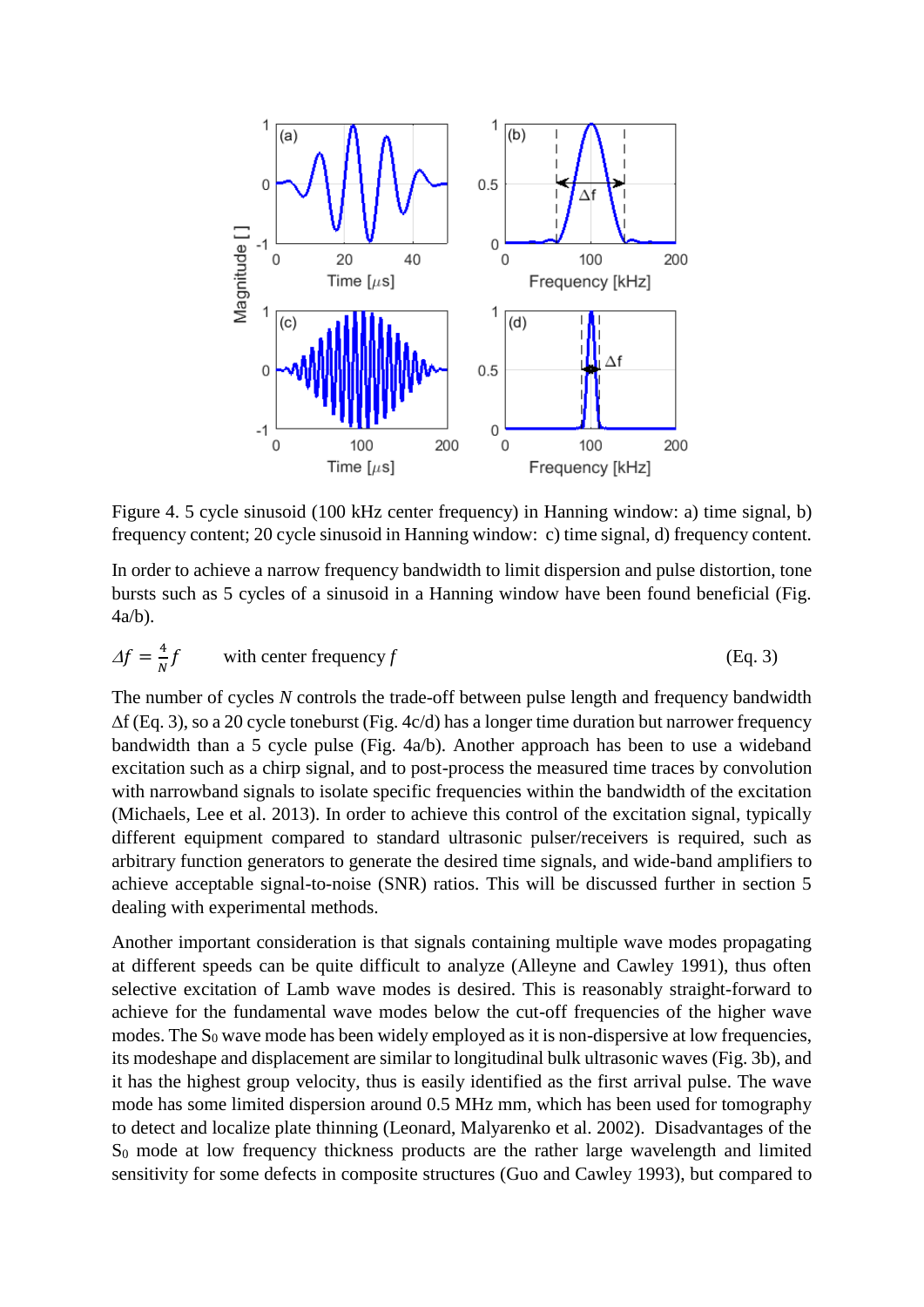Figure 4. 5 cycle sinusoid (100 kHz center frequency) in Hanning window: a) time signal, b) frequency content; 20 cycle sinusoid in Hanning window: c) time signal, d) frequency content.

In order to achieve a narrow frequency bandwidth to limit dispersion and pulse distortion, tone bursts such as 5 cycles of a sinusoid in a Hanning window have been found beneficial (Fig. 4a/b).

$$\Delta f = \frac{4}{N} f \qquad \text{with center frequency } f \qquad \text{(Eq. 3)}$$

The number of cycles $N$ controls the trade-off between pulse length and frequency bandwidth $\Delta f$ (Eq. 3), so a 20 cycle toneburst (Fig. 4c/d) has a longer time duration but narrower frequency bandwidth than a 5 cycle pulse (Fig. 4a/b). Another approach has been to use a wideband excitation such as a chirp signal, and to post-process the measured time traces by convolution with narrowband signals to isolate specific frequencies within the bandwidth of the excitation (Michaels, Lee et al. 2013). In order to achieve this control of the excitation signal, typically different equipment compared to standard ultrasonic pulser/receivers is required, such as arbitrary function generators to generate the desired time signals, and wide-band amplifiers to achieve acceptable signal-to-noise (SNR) ratios. This will be discussed further in section 5 dealing with experimental methods.

Another important consideration is that signals containing multiple wave modes propagating at different speeds can be quite difficult to analyze (Alleyne and Cawley 1991), thus often selective excitation of Lamb wave modes is desired. This is reasonably straight-forward to achieve for the fundamental wave modes below the cut-off frequencies of the higher wave modes. The $S_0$ wave mode has been widely employed as it is non-dispersive at low frequencies, its modeshape and displacement are similar to longitudinal bulk ultrasonic waves (Fig. 3b), and it has the highest group velocity, thus is easily identified as the first arrival pulse. The wave mode has some limited dispersion around 0.5 MHz mm, which has been used for tomography to detect and localize plate thinning (Leonard, Malyarenko et al. 2002). Disadvantages of the $S_0$ mode at low frequency thickness products are the rather large wavelength and limited sensitivity for some defects in composite structures (Guo and Cawley 1993), but compared to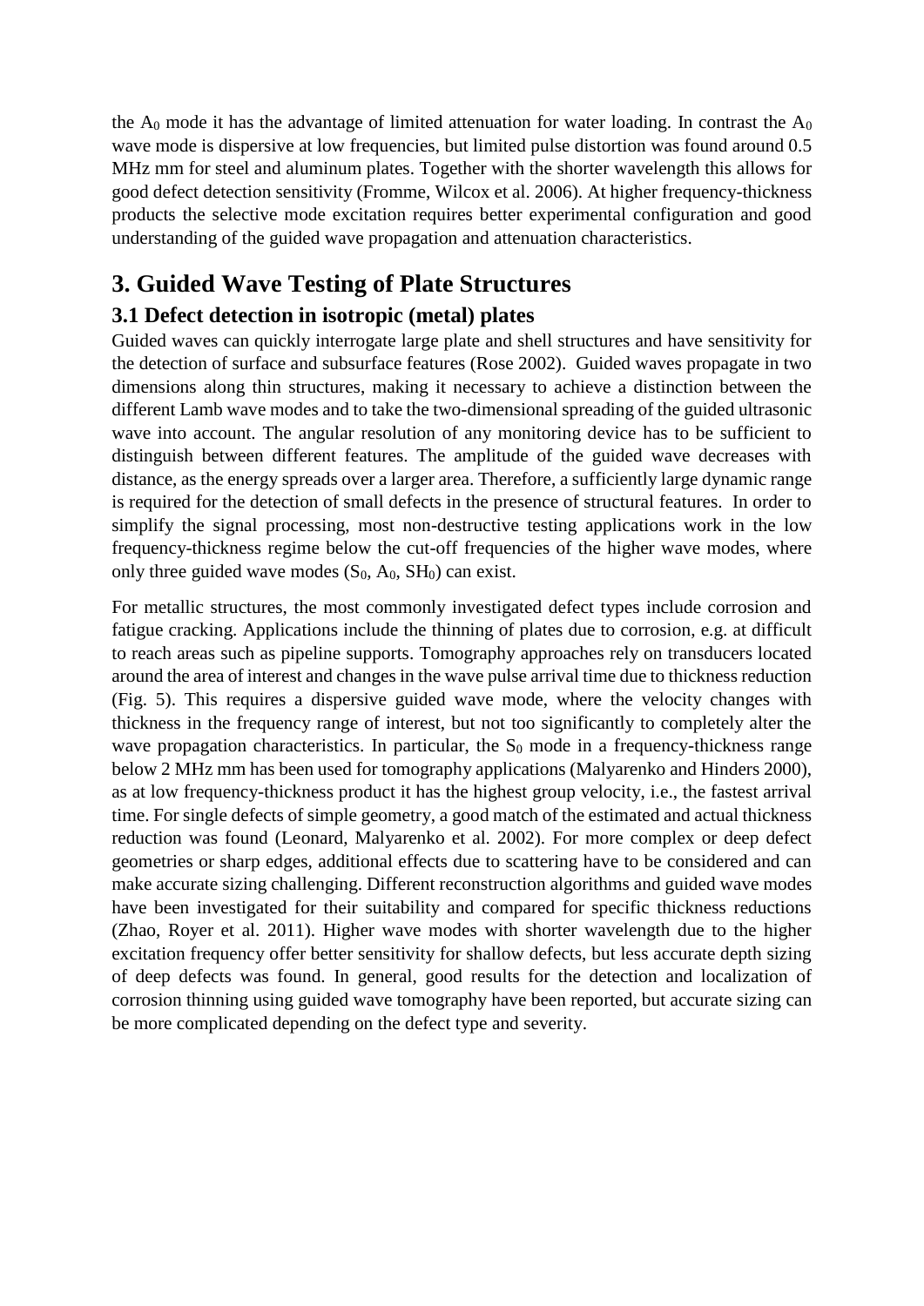the $A_0$ mode it has the advantage of limited attenuation for water loading. In contrast the $A_0$ wave mode is dispersive at low frequencies, but limited pulse distortion was found around 0.5 MHz mm for steel and aluminum plates. Together with the shorter wavelength this allows for good defect detection sensitivity (Fromme, Wilcox et al. 2006). At higher frequency-thickness products the selective mode excitation requires better experimental configuration and good understanding of the guided wave propagation and attenuation characteristics.

# 3. Guided Wave Testing of Plate Structures

## 3.1 Defect detection in isotropic (metal) plates

Guided waves can quickly interrogate large plate and shell structures and have sensitivity for the detection of surface and subsurface features (Rose 2002). Guided waves propagate in two dimensions along thin structures, making it necessary to achieve a distinction between the different Lamb wave modes and to take the two-dimensional spreading of the guided ultrasonic wave into account. The angular resolution of any monitoring device has to be sufficient to distinguish between different features. The amplitude of the guided wave decreases with distance, as the energy spreads over a larger area. Therefore, a sufficiently large dynamic range is required for the detection of small defects in the presence of structural features. In order to simplify the signal processing, most non-destructive testing applications work in the low frequency-thickness regime below the cut-off frequencies of the higher wave modes, where only three guided wave modes ($S_0$, $A_0$, $SH_0$) can exist.

For metallic structures, the most commonly investigated defect types include corrosion and fatigue cracking. Applications include the thinning of plates due to corrosion, e.g. at difficult to reach areas such as pipeline supports. Tomography approaches rely on transducers located around the area of interest and changes in the wave pulse arrival time due to thickness reduction (Fig. 5). This requires a dispersive guided wave mode, where the velocity changes with thickness in the frequency range of interest, but not too significantly to completely alter the wave propagation characteristics. In particular, the $S_0$ mode in a frequency-thickness range below 2 MHz mm has been used for tomography applications (Malyarenko and Hinders 2000), as at low frequency-thickness product it has the highest group velocity, i.e., the fastest arrival time. For single defects of simple geometry, a good match of the estimated and actual thickness reduction was found (Leonard, Malyarenko et al. 2002). For more complex or deep defect geometries or sharp edges, additional effects due to scattering have to be considered and can make accurate sizing challenging. Different reconstruction algorithms and guided wave modes have been investigated for their suitability and compared for specific thickness reductions (Zhao, Royer et al. 2011). Higher wave modes with shorter wavelength due to the higher excitation frequency offer better sensitivity for shallow defects, but less accurate depth sizing of deep defects was found. In general, good results for the detection and localization of corrosion thinning using guided wave tomography have been reported, but accurate sizing can be more complicated depending on the defect type and severity.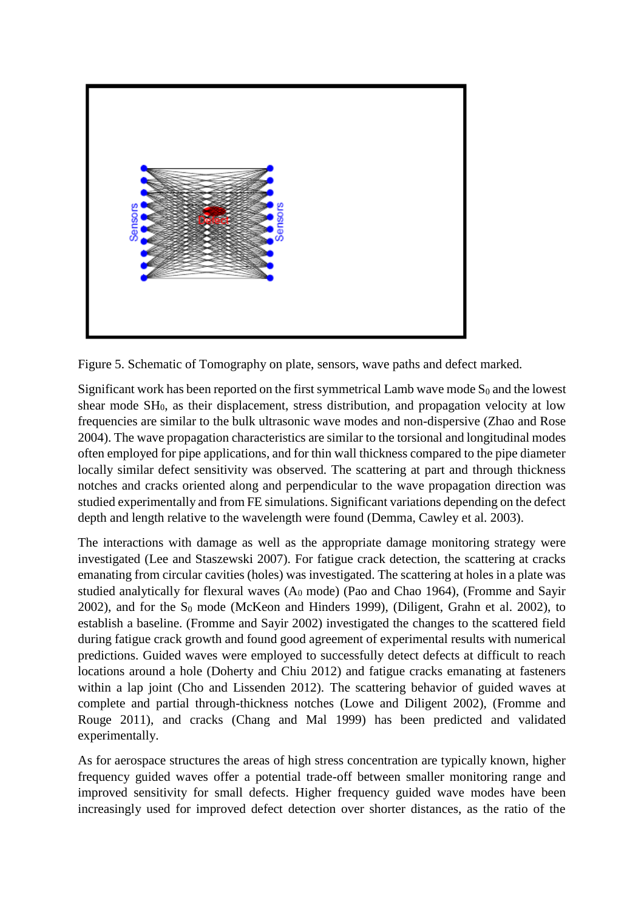Figure 5. Schematic of Tomography on plate, sensors, wave paths and defect marked.

Significant work has been reported on the first symmetrical Lamb wave mode $S_0$ and the lowest shear mode $SH_0$, as their displacement, stress distribution, and propagation velocity at low frequencies are similar to the bulk ultrasonic wave modes and non-dispersive (Zhao and Rose 2004). The wave propagation characteristics are similar to the torsional and longitudinal modes often employed for pipe applications, and for thin wall thickness compared to the pipe diameter locally similar defect sensitivity was observed. The scattering at part and through thickness notches and cracks oriented along and perpendicular to the wave propagation direction was studied experimentally and from FE simulations. Significant variations depending on the defect depth and length relative to the wavelength were found (Demma, Cawley et al. 2003).

The interactions with damage as well as the appropriate damage monitoring strategy were investigated (Lee and Staszewski 2007). For fatigue crack detection, the scattering at cracks emanating from circular cavities (holes) was investigated. The scattering at holes in a plate was studied analytically for flexural waves ($A_0$ mode) (Pao and Chao 1964), (Fromme and Sayir 2002), and for the $S_0$ mode (McKeon and Hinders 1999), (Diligent, Grahn et al. 2002), to establish a baseline. (Fromme and Sayir 2002) investigated the changes to the scattered field during fatigue crack growth and found good agreement of experimental results with numerical predictions. Guided waves were employed to successfully detect defects at difficult to reach locations around a hole (Doherty and Chiu 2012) and fatigue cracks emanating at fasteners within a lap joint (Cho and Lissenden 2012). The scattering behavior of guided waves at complete and partial through-thickness notches (Lowe and Diligent 2002), (Fromme and Rouge 2011), and cracks (Chang and Mal 1999) has been predicted and validated experimentally.

As for aerospace structures the areas of high stress concentration are typically known, higher frequency guided waves offer a potential trade-off between smaller monitoring range and improved sensitivity for small defects. Higher frequency guided wave modes have been increasingly used for improved defect detection over shorter distances, as the ratio of the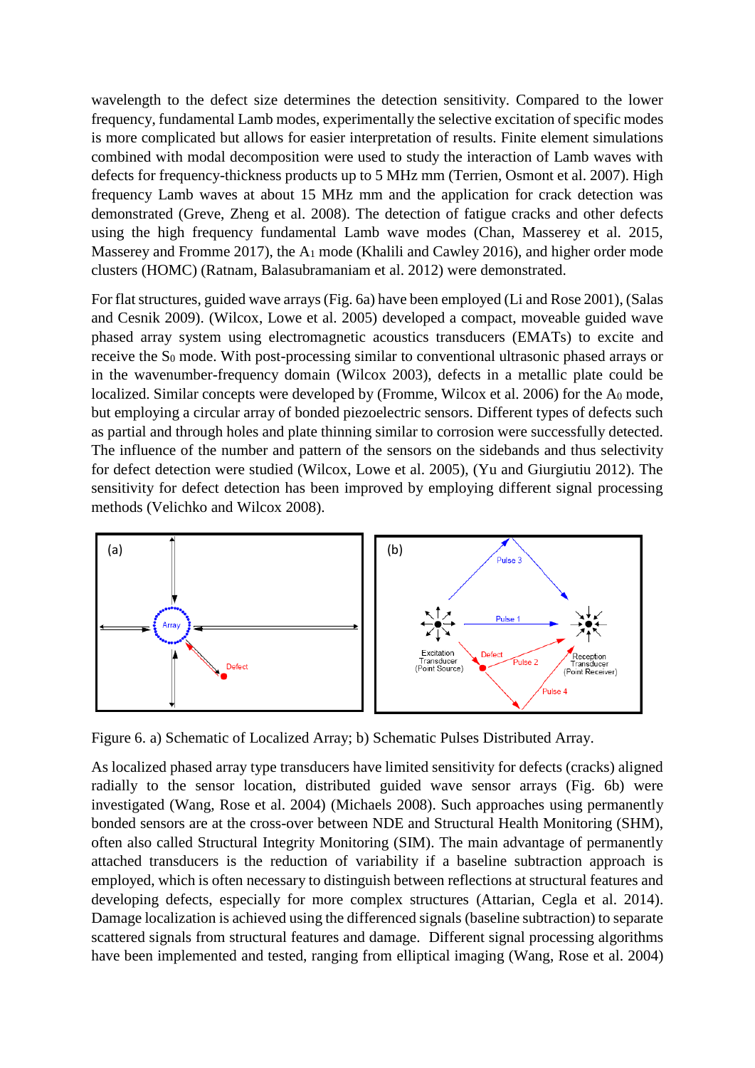wavelength to the defect size determines the detection sensitivity. Compared to the lower frequency, fundamental Lamb modes, experimentally the selective excitation of specific modes is more complicated but allows for easier interpretation of results. Finite element simulations combined with modal decomposition were used to study the interaction of Lamb waves with defects for frequency-thickness products up to 5 MHz mm (Terrien, Osmont et al. 2007). High frequency Lamb waves at about 15 MHz mm and the application for crack detection was demonstrated (Greve, Zheng et al. 2008). The detection of fatigue cracks and other defects using the high frequency fundamental Lamb wave modes (Chan, Masserey et al. 2015, Masserey and Fromme 2017), the $A_1$ mode (Khalili and Cawley 2016), and higher order mode clusters (HOMC) (Ratnam, Balasubramaniam et al. 2012) were demonstrated.

For flat structures, guided wave arrays (Fig. 6a) have been employed (Li and Rose 2001), (Salas and Cesnik 2009). (Wilcox, Lowe et al. 2005) developed a compact, moveable guided wave phased array system using electromagnetic acoustics transducers (EMATs) to excite and receive the $S_0$ mode. With post-processing similar to conventional ultrasonic phased arrays or in the wavenumber-frequency domain (Wilcox 2003), defects in a metallic plate could be localized. Similar concepts were developed by (Fromme, Wilcox et al. 2006) for the $A_0$ mode, but employing a circular array of bonded piezoelectric sensors. Different types of defects such as partial and through holes and plate thinning similar to corrosion were successfully detected. The influence of the number and pattern of the sensors on the sidebands and thus selectivity for defect detection were studied (Wilcox, Lowe et al. 2005), (Yu and Giurgiutiu 2012). The sensitivity for defect detection has been improved by employing different signal processing methods (Velichko and Wilcox 2008).

Figure 6. a) Schematic of Localized Array; b) Schematic Pulses Distributed Array.

As localized phased array type transducers have limited sensitivity for defects (cracks) aligned radially to the sensor location, distributed guided wave sensor arrays (Fig. 6b) were investigated (Wang, Rose et al. 2004) (Michaels 2008). Such approaches using permanently bonded sensors are at the cross-over between NDE and Structural Health Monitoring (SHM), often also called Structural Integrity Monitoring (SIM). The main advantage of permanently attached transducers is the reduction of variability if a baseline subtraction approach is employed, which is often necessary to distinguish between reflections at structural features and developing defects, especially for more complex structures (Attarian, Cegla et al. 2014). Damage localization is achieved using the differenced signals (baseline subtraction) to separate scattered signals from structural features and damage. Different signal processing algorithms have been implemented and tested, ranging from elliptical imaging (Wang, Rose et al. 2004)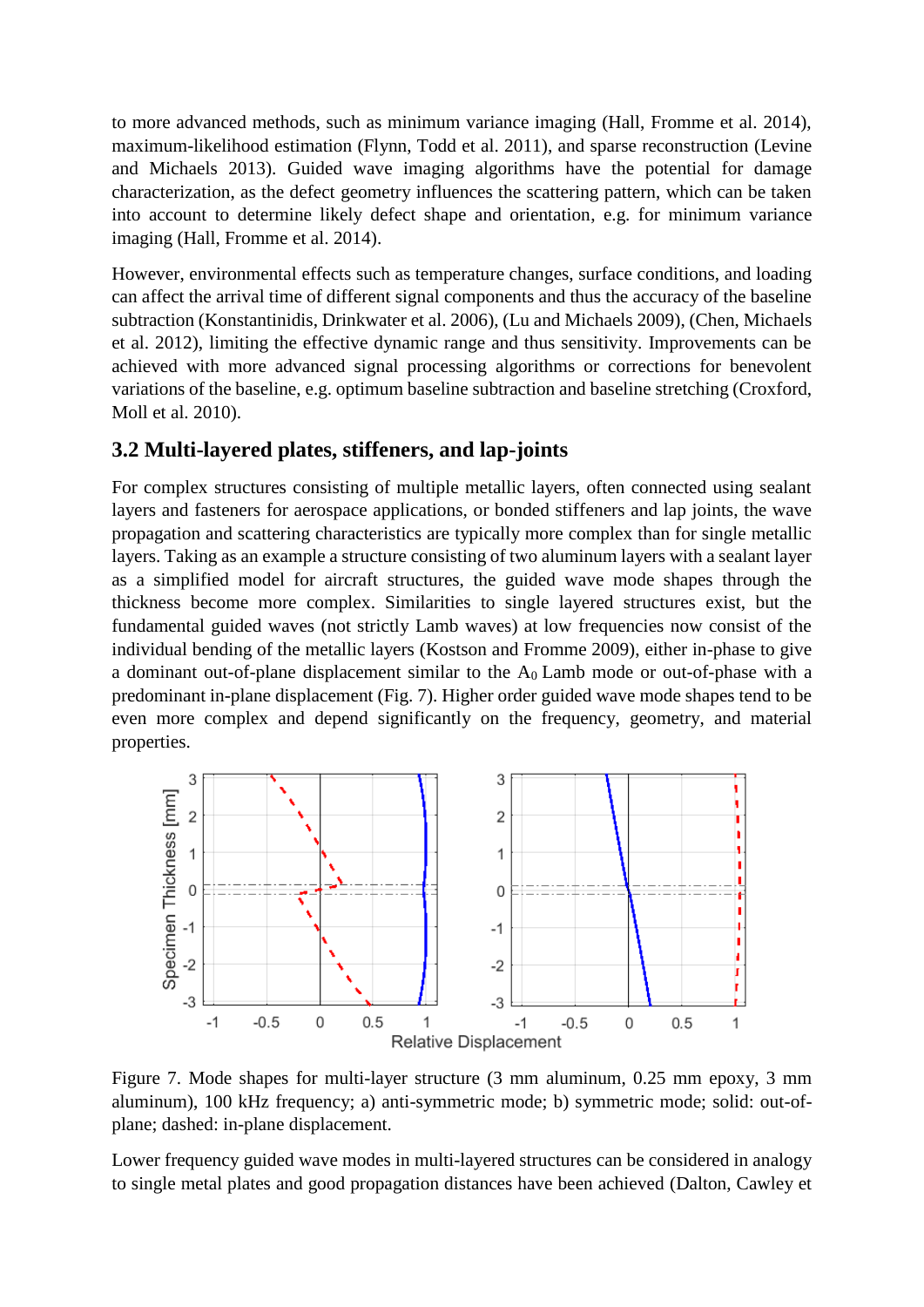to more advanced methods, such as minimum variance imaging (Hall, Fromme et al. 2014), maximum-likelihood estimation (Flynn, Todd et al. 2011), and sparse reconstruction (Levine and Michaels 2013). Guided wave imaging algorithms have the potential for damage characterization, as the defect geometry influences the scattering pattern, which can be taken into account to determine likely defect shape and orientation, e.g. for minimum variance imaging (Hall, Fromme et al. 2014).

However, environmental effects such as temperature changes, surface conditions, and loading can affect the arrival time of different signal components and thus the accuracy of the baseline subtraction (Konstantinidis, Drinkwater et al. 2006), (Lu and Michaels 2009), (Chen, Michaels et al. 2012), limiting the effective dynamic range and thus sensitivity. Improvements can be achieved with more advanced signal processing algorithms or corrections for benevolent variations of the baseline, e.g. optimum baseline subtraction and baseline stretching (Croxford, Moll et al. 2010).

## 3.2 Multi-layered plates, stiffeners, and lap-joints

For complex structures consisting of multiple metallic layers, often connected using sealant layers and fasteners for aerospace applications, or bonded stiffeners and lap joints, the wave propagation and scattering characteristics are typically more complex than for single metallic layers. Taking as an example a structure consisting of two aluminum layers with a sealant layer as a simplified model for aircraft structures, the guided wave mode shapes through the thickness become more complex. Similarities to single layered structures exist, but the fundamental guided waves (not strictly Lamb waves) at low frequencies now consist of the individual bending of the metallic layers (Kostson and Fromme 2009), either in-phase to give a dominant out-of-plane displacement similar to the $A_0$ Lamb mode or out-of-phase with a predominant in-plane displacement (Fig. 7). Higher order guided wave mode shapes tend to be even more complex and depend significantly on the frequency, geometry, and material properties.

Figure 7. Mode shapes for multi-layer structure (3 mm aluminum, 0.25 mm epoxy, 3 mm aluminum), 100 kHz frequency; a) anti-symmetric mode; b) symmetric mode; solid: out-of-plane; dashed: in-plane displacement.

Lower frequency guided wave modes in multi-layered structures can be considered in analogy to single metal plates and good propagation distances have been achieved (Dalton, Cawley et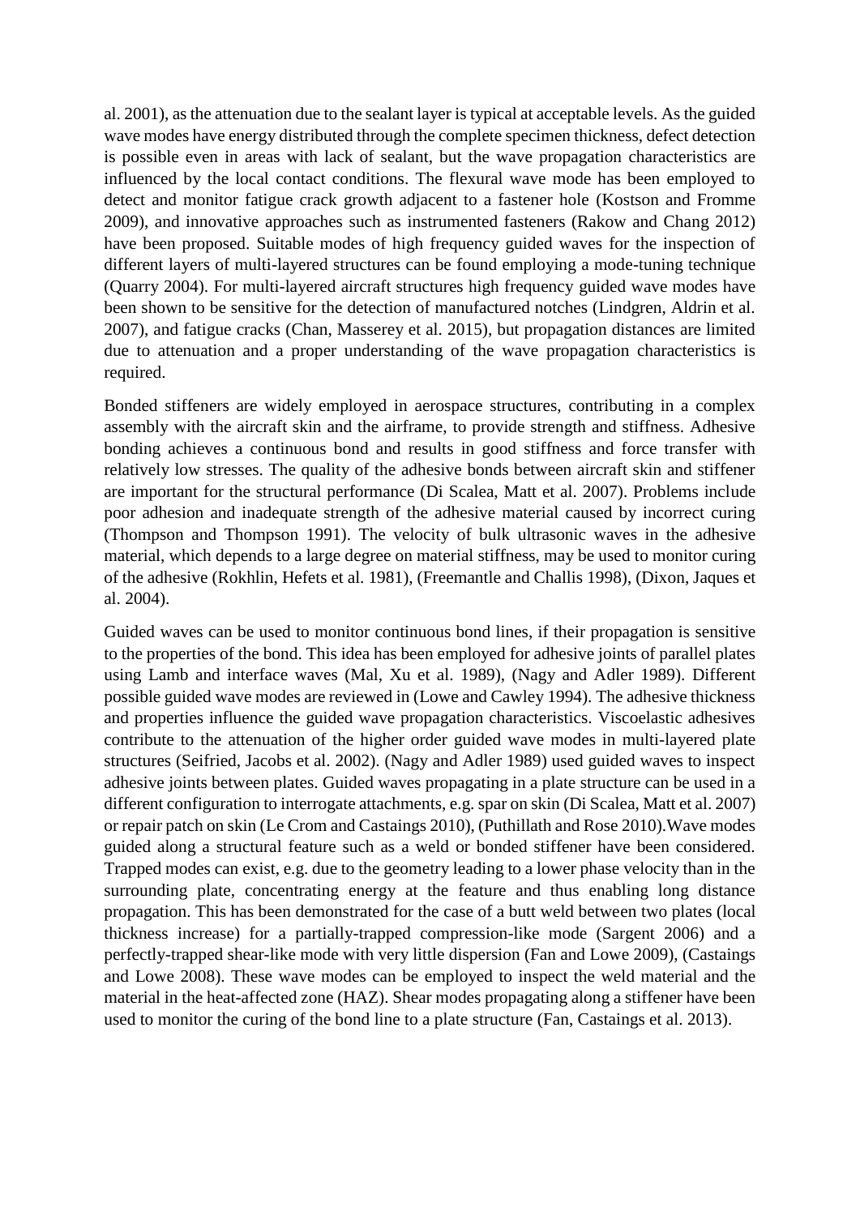al. 2001), as the attenuation due to the sealant layer is typical at acceptable levels. As the guided wave modes have energy distributed through the complete specimen thickness, defect detection is possible even in areas with lack of sealant, but the wave propagation characteristics are influenced by the local contact conditions. The flexural wave mode has been employed to detect and monitor fatigue crack growth adjacent to a fastener hole (Kostson and Fromme 2009), and innovative approaches such as instrumented fasteners (Rakow and Chang 2012) have been proposed. Suitable modes of high frequency guided waves for the inspection of different layers of multi-layered structures can be found employing a mode-tuning technique (Quarry 2004). For multi-layered aircraft structures high frequency guided wave modes have been shown to be sensitive for the detection of manufactured notches (Lindgren, Aldrin et al. 2007), and fatigue cracks (Chan, Masserey et al. 2015), but propagation distances are limited due to attenuation and a proper understanding of the wave propagation characteristics is required.

Bonded stiffeners are widely employed in aerospace structures, contributing in a complex assembly with the aircraft skin and the airframe, to provide strength and stiffness. Adhesive bonding achieves a continuous bond and results in good stiffness and force transfer with relatively low stresses. The quality of the adhesive bonds between aircraft skin and stiffener are important for the structural performance (Di Scalea, Matt et al. 2007). Problems include poor adhesion and inadequate strength of the adhesive material caused by incorrect curing (Thompson and Thompson 1991). The velocity of bulk ultrasonic waves in the adhesive material, which depends to a large degree on material stiffness, may be used to monitor curing of the adhesive (Rokhlin, Hefets et al. 1981), (Freemantle and Challis 1998), (Dixon, Jaques et al. 2004).

Guided waves can be used to monitor continuous bond lines, if their propagation is sensitive to the properties of the bond. This idea has been employed for adhesive joints of parallel plates using Lamb and interface waves (Mal, Xu et al. 1989), (Nagy and Adler 1989). Different possible guided wave modes are reviewed in (Lowe and Cawley 1994). The adhesive thickness and properties influence the guided wave propagation characteristics. Viscoelastic adhesives contribute to the attenuation of the higher order guided wave modes in multi-layered plate structures (Seifried, Jacobs et al. 2002). (Nagy and Adler 1989) used guided waves to inspect adhesive joints between plates. Guided waves propagating in a plate structure can be used in a different configuration to interrogate attachments, e.g. spar on skin (Di Scalea, Matt et al. 2007) or repair patch on skin (Le Crom and Castaings 2010), (Puthillath and Rose 2010).Wave modes guided along a structural feature such as a weld or bonded stiffener have been considered. Trapped modes can exist, e.g. due to the geometry leading to a lower phase velocity than in the surrounding plate, concentrating energy at the feature and thus enabling long distance propagation. This has been demonstrated for the case of a butt weld between two plates (local thickness increase) for a partially-trapped compression-like mode (Sargent 2006) and a perfectly-trapped shear-like mode with very little dispersion (Fan and Lowe 2009), (Castaings and Lowe 2008). These wave modes can be employed to inspect the weld material and the material in the heat-affected zone (HAZ). Shear modes propagating along a stiffener have been used to monitor the curing of the bond line to a plate structure (Fan, Castaings et al. 2013).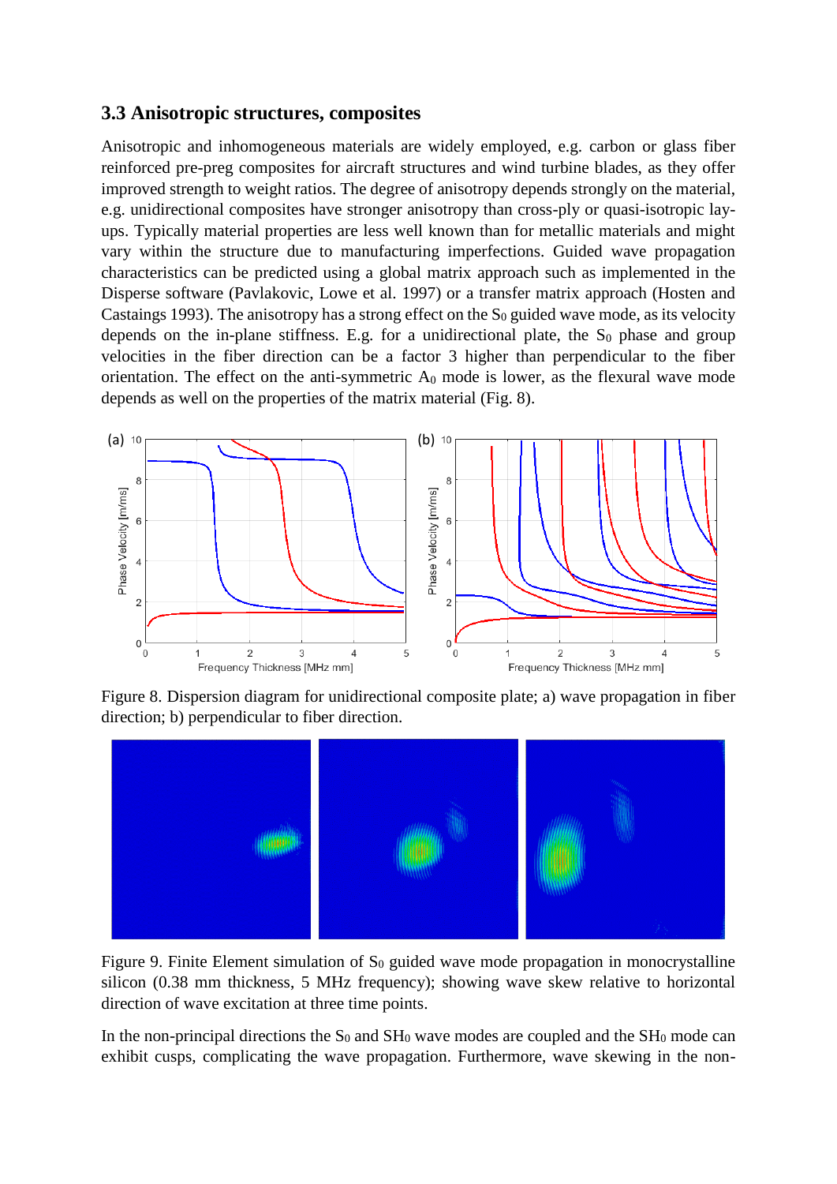### 3.3 Anisotropic structures, composites

Anisotropic and inhomogeneous materials are widely employed, e.g. carbon or glass fiber reinforced pre-preg composites for aircraft structures and wind turbine blades, as they offer improved strength to weight ratios. The degree of anisotropy depends strongly on the material, e.g. unidirectional composites have stronger anisotropy than cross-ply or quasi-isotropic lay-ups. Typically material properties are less well known than for metallic materials and might vary within the structure due to manufacturing imperfections. Guided wave propagation characteristics can be predicted using a global matrix approach such as implemented in the Disperse software (Pavlakovic, Lowe et al. 1997) or a transfer matrix approach (Hosten and Castaings 1993). The anisotropy has a strong effect on the $S_0$ guided wave mode, as its velocity depends on the in-plane stiffness. E.g. for a unidirectional plate, the $S_0$ phase and group velocities in the fiber direction can be a factor 3 higher than perpendicular to the fiber orientation. The effect on the anti-symmetric $A_0$ mode is lower, as the flexural wave mode depends as well on the properties of the matrix material (Fig. 8).

Figure 8. Dispersion diagram for unidirectional composite plate; a) wave propagation in fiber direction; b) perpendicular to fiber direction.

Figure 9. Finite Element simulation of $S_0$ guided wave mode propagation in monocrystalline silicon (0.38 mm thickness, 5 MHz frequency); showing wave skew relative to horizontal direction of wave excitation at three time points.

In the non-principal directions the $S_0$ and $SH_0$ wave modes are coupled and the $SH_0$ mode can exhibit cusps, complicating the wave propagation. Furthermore, wave skewing in the non-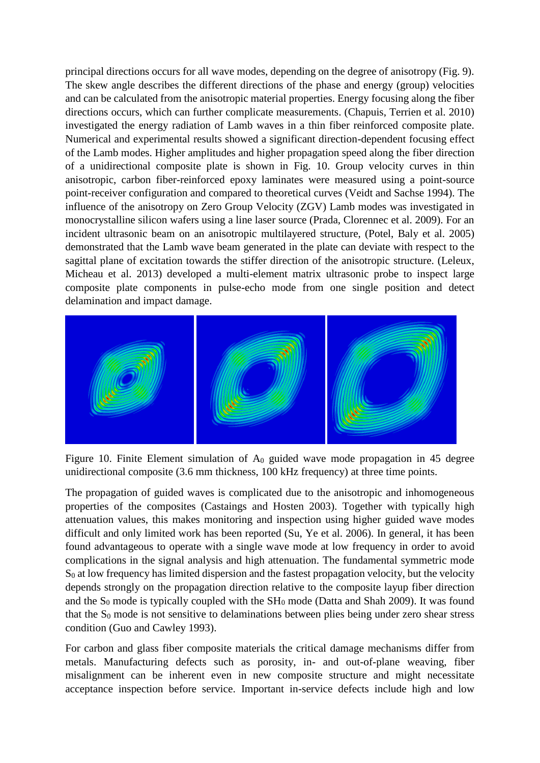principal directions occurs for all wave modes, depending on the degree of anisotropy (Fig. 9). The skew angle describes the different directions of the phase and energy (group) velocities and can be calculated from the anisotropic material properties. Energy focusing along the fiber directions occurs, which can further complicate measurements. (Chapuis, Terrien et al. 2010) investigated the energy radiation of Lamb waves in a thin fiber reinforced composite plate. Numerical and experimental results showed a significant direction-dependent focusing effect of the Lamb modes. Higher amplitudes and higher propagation speed along the fiber direction of a unidirectional composite plate is shown in Fig. 10. Group velocity curves in thin anisotropic, carbon fiber-reinforced epoxy laminates were measured using a point-source point-receiver configuration and compared to theoretical curves (Veidt and Sachse 1994). The influence of the anisotropy on Zero Group Velocity (ZGV) Lamb modes was investigated in monocrystalline silicon wafers using a line laser source (Prada, Clorennec et al. 2009). For an incident ultrasonic beam on an anisotropic multilayered structure, (Potel, Baly et al. 2005) demonstrated that the Lamb wave beam generated in the plate can deviate with respect to the sagittal plane of excitation towards the stiffer direction of the anisotropic structure. (Leleux, Micheau et al. 2013) developed a multi-element matrix ultrasonic probe to inspect large composite plate components in pulse-echo mode from one single position and detect delamination and impact damage.

Figure 10. Finite Element simulation of $A_0$ guided wave mode propagation in 45 degree unidirectional composite (3.6 mm thickness, 100 kHz frequency) at three time points.

The propagation of guided waves is complicated due to the anisotropic and inhomogeneous properties of the composites (Castaings and Hosten 2003). Together with typically high attenuation values, this makes monitoring and inspection using higher guided wave modes difficult and only limited work has been reported (Su, Ye et al. 2006). In general, it has been found advantageous to operate with a single wave mode at low frequency in order to avoid complications in the signal analysis and high attenuation. The fundamental symmetric mode $S_0$ at low frequency has limited dispersion and the fastest propagation velocity, but the velocity depends strongly on the propagation direction relative to the composite layup fiber direction and the $S_0$ mode is typically coupled with the $SH_0$ mode (Datta and Shah 2009). It was found that the $S_0$ mode is not sensitive to delaminations between plies being under zero shear stress condition (Guo and Cawley 1993).

For carbon and glass fiber composite materials the critical damage mechanisms differ from metals. Manufacturing defects such as porosity, in- and out-of-plane weaving, fiber misalignment can be inherent even in new composite structure and might necessitate acceptance inspection before service. Important in-service defects include high and low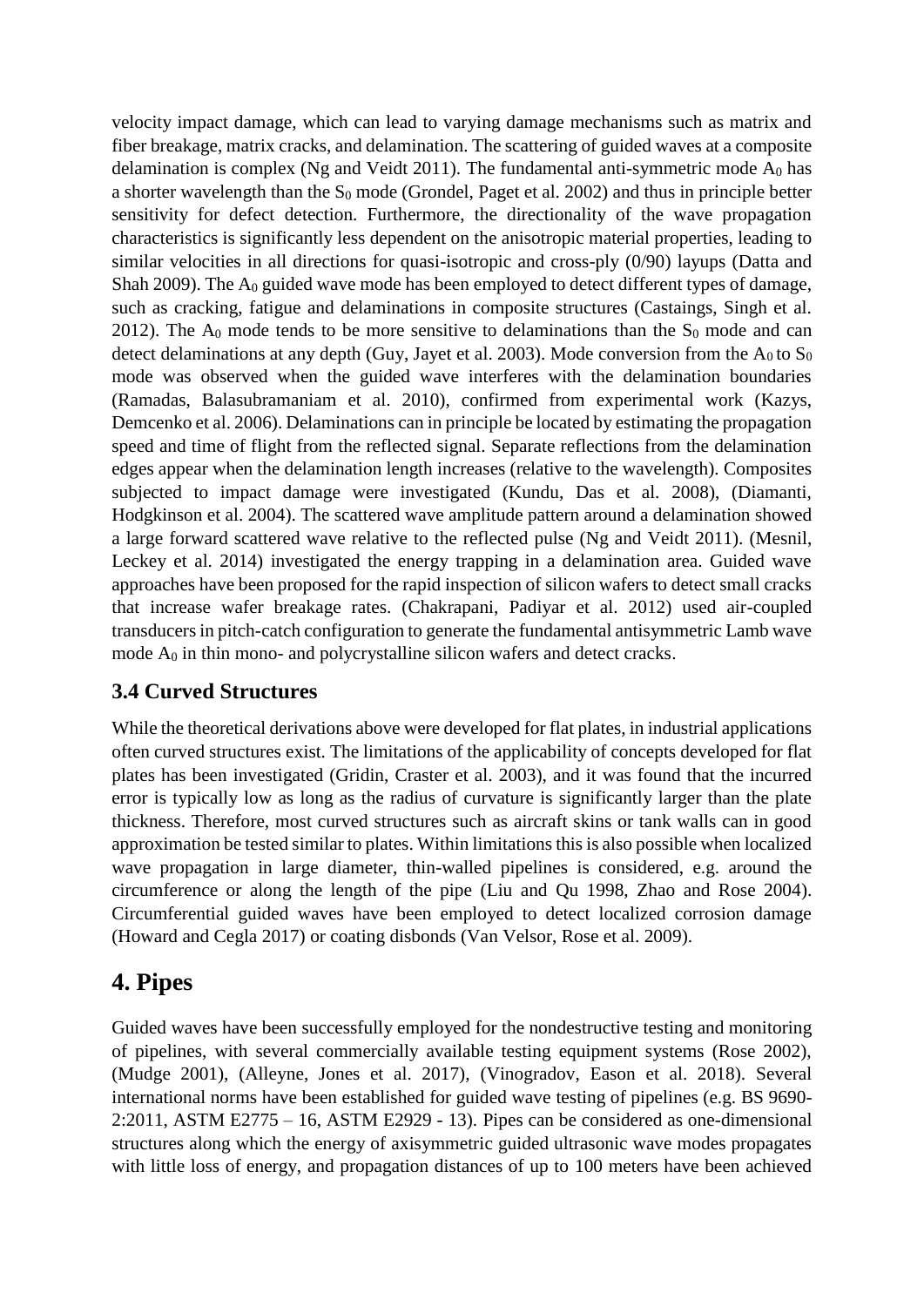velocity impact damage, which can lead to varying damage mechanisms such as matrix and fiber breakage, matrix cracks, and delamination. The scattering of guided waves at a composite delamination is complex (Ng and Veidt 2011). The fundamental anti-symmetric mode $A_0$ has a shorter wavelength than the $S_0$ mode (Grondel, Paget et al. 2002) and thus in principle better sensitivity for defect detection. Furthermore, the directionality of the wave propagation characteristics is significantly less dependent on the anisotropic material properties, leading to similar velocities in all directions for quasi-isotropic and cross-ply (0/90) layups (Datta and Shah 2009). The $A_0$ guided wave mode has been employed to detect different types of damage, such as cracking, fatigue and delaminations in composite structures (Castaings, Singh et al. 2012). The $A_0$ mode tends to be more sensitive to delaminations than the $S_0$ mode and can detect delaminations at any depth (Guy, Jayet et al. 2003). Mode conversion from the $A_0$ to $S_0$ mode was observed when the guided wave interferes with the delamination boundaries (Ramadas, Balasubramaniam et al. 2010), confirmed from experimental work (Kazys, Demcenko et al. 2006). Delaminations can in principle be located by estimating the propagation speed and time of flight from the reflected signal. Separate reflections from the delamination edges appear when the delamination length increases (relative to the wavelength). Composites subjected to impact damage were investigated (Kundu, Das et al. 2008), (Diamanti, Hodgkinson et al. 2004). The scattered wave amplitude pattern around a delamination showed a large forward scattered wave relative to the reflected pulse (Ng and Veidt 2011). (Mesnil, Leckey et al. 2014) investigated the energy trapping in a delamination area. Guided wave approaches have been proposed for the rapid inspection of silicon wafers to detect small cracks that increase wafer breakage rates. (Chakrapani, Padiyar et al. 2012) used air-coupled transducers in pitch-catch configuration to generate the fundamental antisymmetric Lamb wave mode $A_0$ in thin mono- and polycrystalline silicon wafers and detect cracks.

### 3.4 Curved Structures

While the theoretical derivations above were developed for flat plates, in industrial applications often curved structures exist. The limitations of the applicability of concepts developed for flat plates has been investigated (Gridin, Craster et al. 2003), and it was found that the incurred error is typically low as long as the radius of curvature is significantly larger than the plate thickness. Therefore, most curved structures such as aircraft skins or tank walls can in good approximation be tested similar to plates. Within limitations this is also possible when localized wave propagation in large diameter, thin-walled pipelines is considered, e.g. around the circumference or along the length of the pipe (Liu and Qu 1998, Zhao and Rose 2004). Circumferential guided waves have been employed to detect localized corrosion damage (Howard and Cegla 2017) or coating disbonds (Van Velsor, Rose et al. 2009).

## 4. Pipes

Guided waves have been successfully employed for the nondestructive testing and monitoring of pipelines, with several commercially available testing equipment systems (Rose 2002), (Mudge 2001), (Alleyne, Jones et al. 2017), (Vinogradov, Eason et al. 2018). Several international norms have been established for guided wave testing of pipelines (e.g. BS 9690-2:2011, ASTM E2775 – 16, ASTM E2929 - 13). Pipes can be considered as one-dimensional structures along which the energy of axisymmetric guided ultrasonic wave modes propagates with little loss of energy, and propagation distances of up to 100 meters have been achieved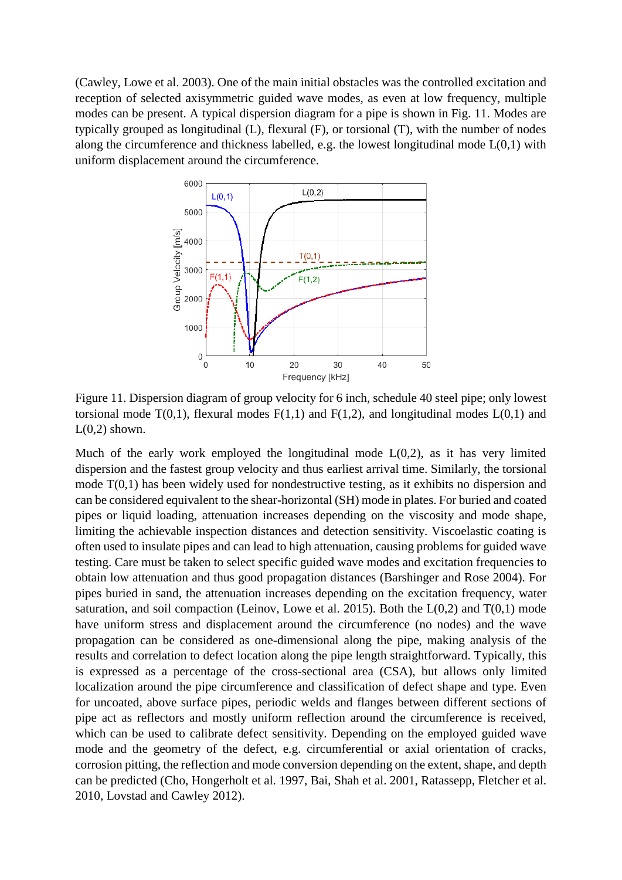(Cawley, Lowe et al. 2003). One of the main initial obstacles was the controlled excitation and reception of selected axisymmetric guided wave modes, as even at low frequency, multiple modes can be present. A typical dispersion diagram for a pipe is shown in Fig. 11. Modes are typically grouped as longitudinal (L), flexural (F), or torsional (T), with the number of nodes along the circumference and thickness labelled, e.g. the lowest longitudinal mode L(0,1) with uniform displacement around the circumference.

Figure 11. Dispersion diagram of group velocity for 6 inch, schedule 40 steel pipe; only lowest torsional mode T(0,1), flexural modes F(1,1) and F(1,2), and longitudinal modes L(0,1) and L(0,2) shown.

Much of the early work employed the longitudinal mode L(0,2), as it has very limited dispersion and the fastest group velocity and thus earliest arrival time. Similarly, the torsional mode T(0,1) has been widely used for nondestructive testing, as it exhibits no dispersion and can be considered equivalent to the shear-horizontal (SH) mode in plates. For buried and coated pipes or liquid loading, attenuation increases depending on the viscosity and mode shape, limiting the achievable inspection distances and detection sensitivity. Viscoelastic coating is often used to insulate pipes and can lead to high attenuation, causing problems for guided wave testing. Care must be taken to select specific guided wave modes and excitation frequencies to obtain low attenuation and thus good propagation distances (Barshinger and Rose 2004). For pipes buried in sand, the attenuation increases depending on the excitation frequency, water saturation, and soil compaction (Leinov, Lowe et al. 2015). Both the L(0,2) and T(0,1) mode have uniform stress and displacement around the circumference (no nodes) and the wave propagation can be considered as one-dimensional along the pipe, making analysis of the results and correlation to defect location along the pipe length straightforward. Typically, this is expressed as a percentage of the cross-sectional area (CSA), but allows only limited localization around the pipe circumference and classification of defect shape and type. Even for uncoated, above surface pipes, periodic welds and flanges between different sections of pipe act as reflectors and mostly uniform reflection around the circumference is received, which can be used to calibrate defect sensitivity. Depending on the employed guided wave mode and the geometry of the defect, e.g. circumferential or axial orientation of cracks, corrosion pitting, the reflection and mode conversion depending on the extent, shape, and depth can be predicted (Cho, Hongerholt et al. 1997, Bai, Shah et al. 2001, Ratassepp, Fletcher et al. 2010, Lovstad and Cawley 2012).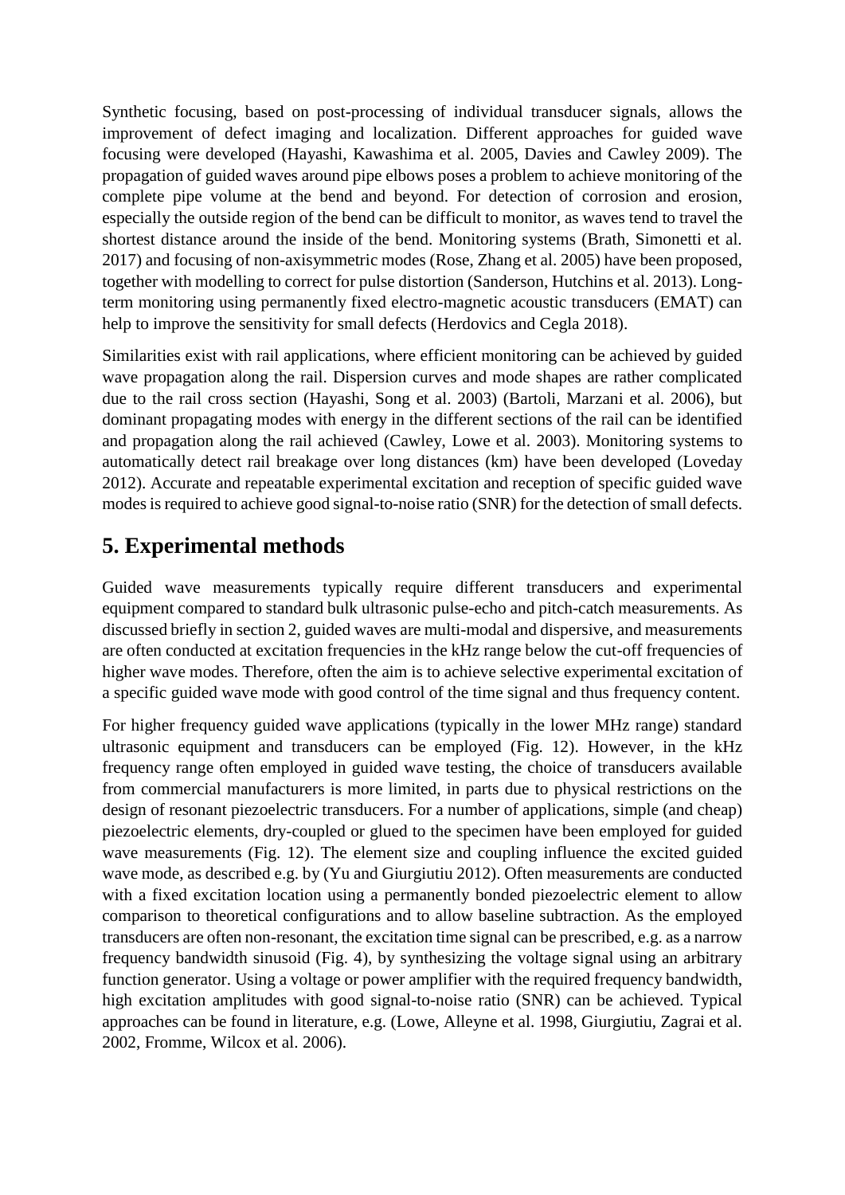Synthetic focusing, based on post-processing of individual transducer signals, allows the improvement of defect imaging and localization. Different approaches for guided wave focusing were developed (Hayashi, Kawashima et al. 2005, Davies and Cawley 2009). The propagation of guided waves around pipe elbows poses a problem to achieve monitoring of the complete pipe volume at the bend and beyond. For detection of corrosion and erosion, especially the outside region of the bend can be difficult to monitor, as waves tend to travel the shortest distance around the inside of the bend. Monitoring systems (Brath, Simonetti et al. 2017) and focusing of non-axisymmetric modes (Rose, Zhang et al. 2005) have been proposed, together with modelling to correct for pulse distortion (Sanderson, Hutchins et al. 2013). Long-term monitoring using permanently fixed electro-magnetic acoustic transducers (EMAT) can help to improve the sensitivity for small defects (Herdovics and Cegla 2018).

Similarities exist with rail applications, where efficient monitoring can be achieved by guided wave propagation along the rail. Dispersion curves and mode shapes are rather complicated due to the rail cross section (Hayashi, Song et al. 2003) (Bartoli, Marzani et al. 2006), but dominant propagating modes with energy in the different sections of the rail can be identified and propagation along the rail achieved (Cawley, Lowe et al. 2003). Monitoring systems to automatically detect rail breakage over long distances (km) have been developed (Loveday 2012). Accurate and repeatable experimental excitation and reception of specific guided wave modes is required to achieve good signal-to-noise ratio (SNR) for the detection of small defects.

# 5. Experimental methods

Guided wave measurements typically require different transducers and experimental equipment compared to standard bulk ultrasonic pulse-echo and pitch-catch measurements. As discussed briefly in section 2, guided waves are multi-modal and dispersive, and measurements are often conducted at excitation frequencies in the kHz range below the cut-off frequencies of higher wave modes. Therefore, often the aim is to achieve selective experimental excitation of a specific guided wave mode with good control of the time signal and thus frequency content.

For higher frequency guided wave applications (typically in the lower MHz range) standard ultrasonic equipment and transducers can be employed (Fig. 12). However, in the kHz frequency range often employed in guided wave testing, the choice of transducers available from commercial manufacturers is more limited, in parts due to physical restrictions on the design of resonant piezoelectric transducers. For a number of applications, simple (and cheap) piezoelectric elements, dry-coupled or glued to the specimen have been employed for guided wave measurements (Fig. 12). The element size and coupling influence the excited guided wave mode, as described e.g. by (Yu and Giurgiutiu 2012). Often measurements are conducted with a fixed excitation location using a permanently bonded piezoelectric element to allow comparison to theoretical configurations and to allow baseline subtraction. As the employed transducers are often non-resonant, the excitation time signal can be prescribed, e.g. as a narrow frequency bandwidth sinusoid (Fig. 4), by synthesizing the voltage signal using an arbitrary function generator. Using a voltage or power amplifier with the required frequency bandwidth, high excitation amplitudes with good signal-to-noise ratio (SNR) can be achieved. Typical approaches can be found in literature, e.g. (Lowe, Alleyne et al. 1998, Giurgiutiu, Zagrai et al. 2002, Fromme, Wilcox et al. 2006).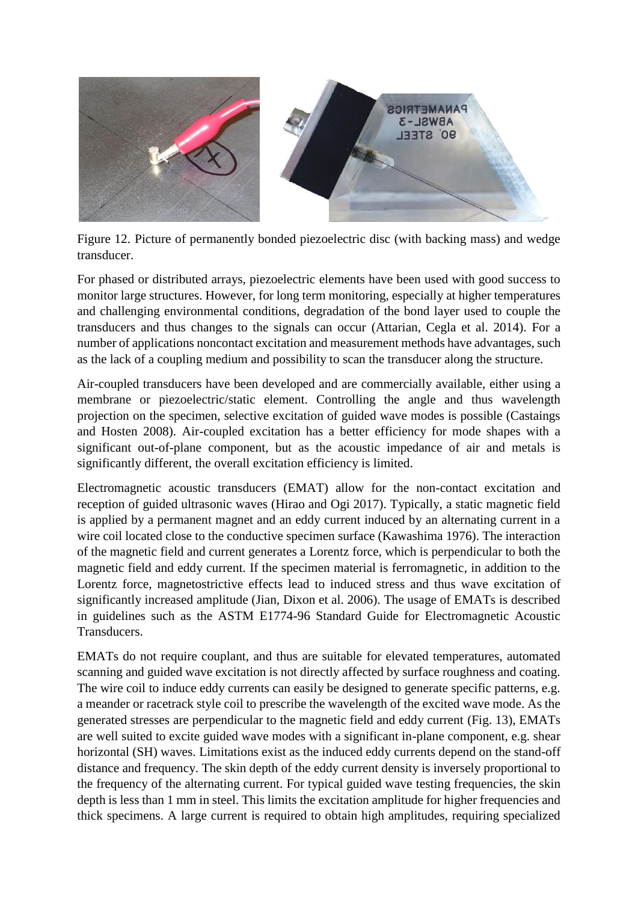Figure 12. Picture of permanently bonded piezoelectric disc (with backing mass) and wedge transducer.

For phased or distributed arrays, piezoelectric elements have been used with good success to monitor large structures. However, for long term monitoring, especially at higher temperatures and challenging environmental conditions, degradation of the bond layer used to couple the transducers and thus changes to the signals can occur (Attarian, Cegla et al. 2014). For a number of applications noncontact excitation and measurement methods have advantages, such as the lack of a coupling medium and possibility to scan the transducer along the structure.

Air-coupled transducers have been developed and are commercially available, either using a membrane or piezoelectric/static element. Controlling the angle and thus wavelength projection on the specimen, selective excitation of guided wave modes is possible (Castaings and Hosten 2008). Air-coupled excitation has a better efficiency for mode shapes with a significant out-of-plane component, but as the acoustic impedance of air and metals is significantly different, the overall excitation efficiency is limited.

Electromagnetic acoustic transducers (EMAT) allow for the non-contact excitation and reception of guided ultrasonic waves (Hirao and Ogi 2017). Typically, a static magnetic field is applied by a permanent magnet and an eddy current induced by an alternating current in a wire coil located close to the conductive specimen surface (Kawashima 1976). The interaction of the magnetic field and current generates a Lorentz force, which is perpendicular to both the magnetic field and eddy current. If the specimen material is ferromagnetic, in addition to the Lorentz force, magnetostrictive effects lead to induced stress and thus wave excitation of significantly increased amplitude (Jian, Dixon et al. 2006). The usage of EMATs is described in guidelines such as the ASTM E1774-96 Standard Guide for Electromagnetic Acoustic Transducers.

EMATs do not require couplant, and thus are suitable for elevated temperatures, automated scanning and guided wave excitation is not directly affected by surface roughness and coating. The wire coil to induce eddy currents can easily be designed to generate specific patterns, e.g. a meander or racetrack style coil to prescribe the wavelength of the excited wave mode. As the generated stresses are perpendicular to the magnetic field and eddy current (Fig. 13), EMATs are well suited to excite guided wave modes with a significant in-plane component, e.g. shear horizontal (SH) waves. Limitations exist as the induced eddy currents depend on the stand-off distance and frequency. The skin depth of the eddy current density is inversely proportional to the frequency of the alternating current. For typical guided wave testing frequencies, the skin depth is less than 1 mm in steel. This limits the excitation amplitude for higher frequencies and thick specimens. A large current is required to obtain high amplitudes, requiring specialized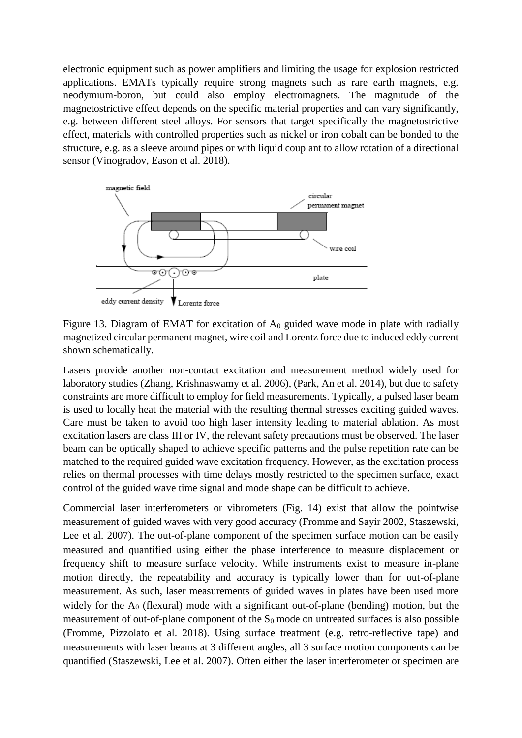electronic equipment such as power amplifiers and limiting the usage for explosion restricted applications. EMATs typically require strong magnets such as rare earth magnets, e.g. neodymium-boron, but could also employ electromagnets. The magnitude of the magnetostrictive effect depends on the specific material properties and can vary significantly, e.g. between different steel alloys. For sensors that target specifically the magnetostrictive effect, materials with controlled properties such as nickel or iron cobalt can be bonded to the structure, e.g. as a sleeve around pipes or with liquid couplant to allow rotation of a directional sensor (Vinogradov, Eason et al. 2018).

magnetic field

circular permanent magnet

wire coil

plate

eddy current density

Lorentz force

Figure 13. Diagram of EMAT for excitation of $A_0$ guided wave mode in plate with radially magnetized circular permanent magnet, wire coil and Lorentz force due to induced eddy current shown schematically.

Lasers provide another non-contact excitation and measurement method widely used for laboratory studies (Zhang, Krishnaswamy et al. 2006), (Park, An et al. 2014), but due to safety constraints are more difficult to employ for field measurements. Typically, a pulsed laser beam is used to locally heat the material with the resulting thermal stresses exciting guided waves. Care must be taken to avoid too high laser intensity leading to material ablation. As most excitation lasers are class III or IV, the relevant safety precautions must be observed. The laser beam can be optically shaped to achieve specific patterns and the pulse repetition rate can be matched to the required guided wave excitation frequency. However, as the excitation process relies on thermal processes with time delays mostly restricted to the specimen surface, exact control of the guided wave time signal and mode shape can be difficult to achieve.

Commercial laser interferometers or vibrometers (Fig. 14) exist that allow the pointwise measurement of guided waves with very good accuracy (Fromme and Sayir 2002, Staszewski, Lee et al. 2007). The out-of-plane component of the specimen surface motion can be easily measured and quantified using either the phase interference to measure displacement or frequency shift to measure surface velocity. While instruments exist to measure in-plane motion directly, the repeatability and accuracy is typically lower than for out-of-plane measurement. As such, laser measurements of guided waves in plates have been used more widely for the $A_0$ (flexural) mode with a significant out-of-plane (bending) motion, but the measurement of out-of-plane component of the $S_0$ mode on untreated surfaces is also possible (Fromme, Pizzolato et al. 2018). Using surface treatment (e.g. retro-reflective tape) and measurements with laser beams at 3 different angles, all 3 surface motion components can be quantified (Staszewski, Lee et al. 2007). Often either the laser interferometer or specimen are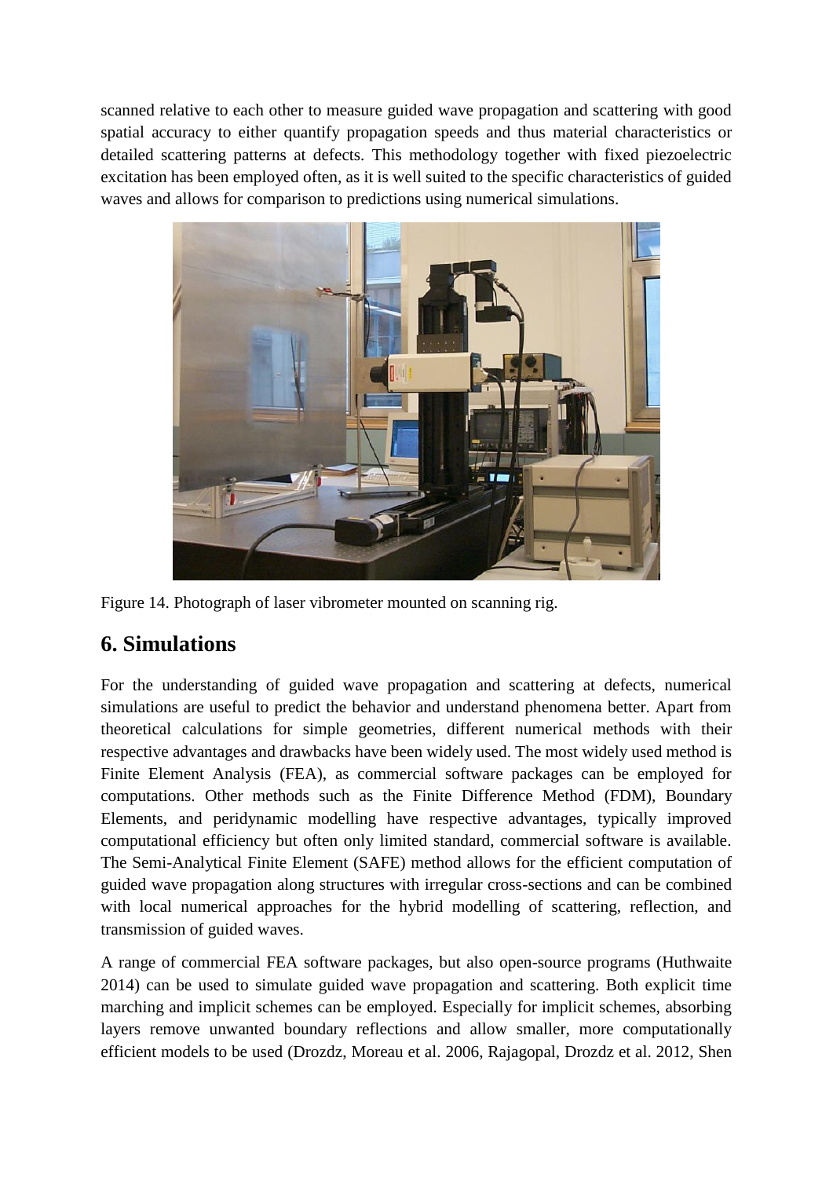scanned relative to each other to measure guided wave propagation and scattering with good spatial accuracy to either quantify propagation speeds and thus material characteristics or detailed scattering patterns at defects. This methodology together with fixed piezoelectric excitation has been employed often, as it is well suited to the specific characteristics of guided waves and allows for comparison to predictions using numerical simulations.

Figure 14. Photograph of laser vibrometer mounted on scanning rig.

## 6. Simulations

For the understanding of guided wave propagation and scattering at defects, numerical simulations are useful to predict the behavior and understand phenomena better. Apart from theoretical calculations for simple geometries, different numerical methods with their respective advantages and drawbacks have been widely used. The most widely used method is Finite Element Analysis (FEA), as commercial software packages can be employed for computations. Other methods such as the Finite Difference Method (FDM), Boundary Elements, and peridynamic modelling have respective advantages, typically improved computational efficiency but often only limited standard, commercial software is available. The Semi-Analytical Finite Element (SAFE) method allows for the efficient computation of guided wave propagation along structures with irregular cross-sections and can be combined with local numerical approaches for the hybrid modelling of scattering, reflection, and transmission of guided waves.

A range of commercial FEA software packages, but also open-source programs (Huthwaite 2014) can be used to simulate guided wave propagation and scattering. Both explicit time marching and implicit schemes can be employed. Especially for implicit schemes, absorbing layers remove unwanted boundary reflections and allow smaller, more computationally efficient models to be used (Drozdz, Moreau et al. 2006, Rajagopal, Drozdz et al. 2012, Shen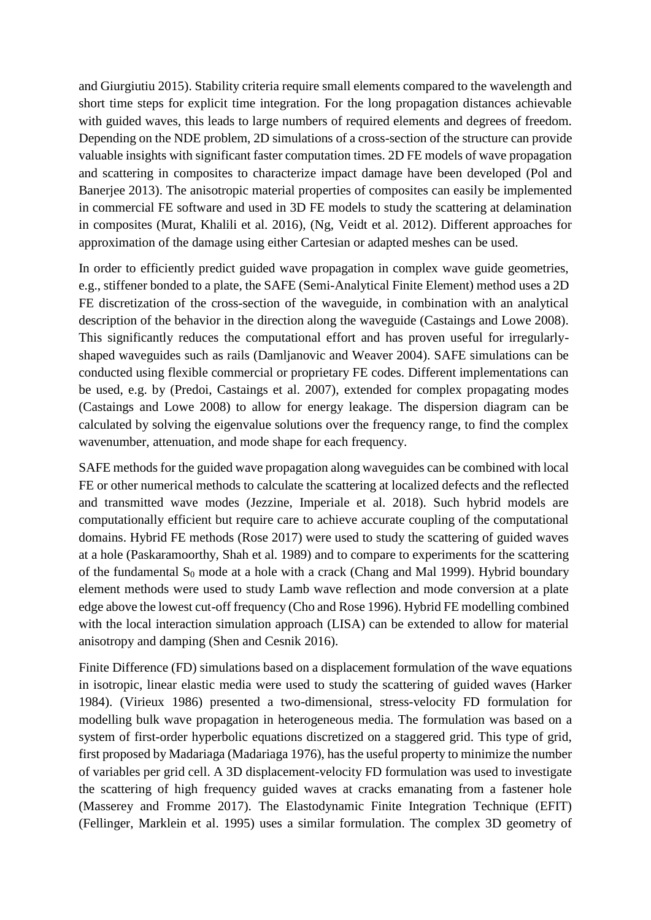and Giurgiutiu 2015). Stability criteria require small elements compared to the wavelength and short time steps for explicit time integration. For the long propagation distances achievable with guided waves, this leads to large numbers of required elements and degrees of freedom. Depending on the NDE problem, 2D simulations of a cross-section of the structure can provide valuable insights with significant faster computation times. 2D FE models of wave propagation and scattering in composites to characterize impact damage have been developed (Pol and Banerjee 2013). The anisotropic material properties of composites can easily be implemented in commercial FE software and used in 3D FE models to study the scattering at delamination in composites (Murat, Khalili et al. 2016), (Ng, Veidt et al. 2012). Different approaches for approximation of the damage using either Cartesian or adapted meshes can be used.

In order to efficiently predict guided wave propagation in complex wave guide geometries, e.g., stiffener bonded to a plate, the SAFE (Semi-Analytical Finite Element) method uses a 2D FE discretization of the cross-section of the waveguide, in combination with an analytical description of the behavior in the direction along the waveguide (Castaings and Lowe 2008). This significantly reduces the computational effort and has proven useful for irregularly-shaped waveguides such as rails (Damljanovic and Weaver 2004). SAFE simulations can be conducted using flexible commercial or proprietary FE codes. Different implementations can be used, e.g. by (Predoi, Castaings et al. 2007), extended for complex propagating modes (Castaings and Lowe 2008) to allow for energy leakage. The dispersion diagram can be calculated by solving the eigenvalue solutions over the frequency range, to find the complex wavenumber, attenuation, and mode shape for each frequency.

SAFE methods for the guided wave propagation along waveguides can be combined with local FE or other numerical methods to calculate the scattering at localized defects and the reflected and transmitted wave modes (Jezzine, Imperiale et al. 2018). Such hybrid models are computationally efficient but require care to achieve accurate coupling of the computational domains. Hybrid FE methods (Rose 2017) were used to study the scattering of guided waves at a hole (Paskaramoorthy, Shah et al. 1989) and to compare to experiments for the scattering of the fundamental $S_0$ mode at a hole with a crack (Chang and Mal 1999). Hybrid boundary element methods were used to study Lamb wave reflection and mode conversion at a plate edge above the lowest cut-off frequency (Cho and Rose 1996). Hybrid FE modelling combined with the local interaction simulation approach (LISA) can be extended to allow for material anisotropy and damping (Shen and Cesnik 2016).

Finite Difference (FD) simulations based on a displacement formulation of the wave equations in isotropic, linear elastic media were used to study the scattering of guided waves (Harker 1984). (Virieux 1986) presented a two-dimensional, stress-velocity FD formulation for modelling bulk wave propagation in heterogeneous media. The formulation was based on a system of first-order hyperbolic equations discretized on a staggered grid. This type of grid, first proposed by Madariaga (Madariaga 1976), has the useful property to minimize the number of variables per grid cell. A 3D displacement-velocity FD formulation was used to investigate the scattering of high frequency guided waves at cracks emanating from a fastener hole (Masserey and Fromme 2017). The Elastodynamic Finite Integration Technique (EFIT) (Fellinger, Marklein et al. 1995) uses a similar formulation. The complex 3D geometry of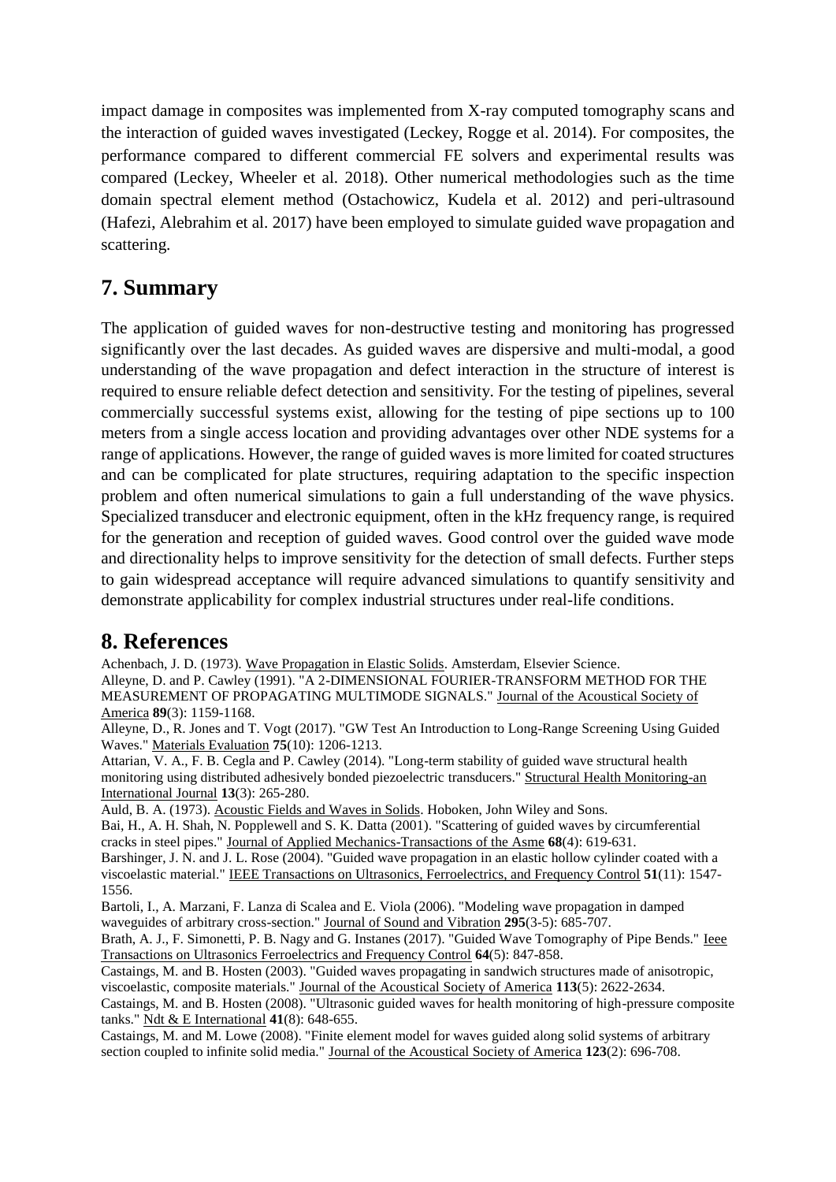impact damage in composites was implemented from X-ray computed tomography scans and the interaction of guided waves investigated (Leckey, Rogge et al. 2014). For composites, the performance compared to different commercial FE solvers and experimental results was compared (Leckey, Wheeler et al. 2018). Other numerical methodologies such as the time domain spectral element method (Ostachowicz, Kudela et al. 2012) and peri-ultrasound (Hafezi, Alebrahim et al. 2017) have been employed to simulate guided wave propagation and scattering.

# 7. Summary

The application of guided waves for non-destructive testing and monitoring has progressed significantly over the last decades. As guided waves are dispersive and multi-modal, a good understanding of the wave propagation and defect interaction in the structure of interest is required to ensure reliable defect detection and sensitivity. For the testing of pipelines, several commercially successful systems exist, allowing for the testing of pipe sections up to 100 meters from a single access location and providing advantages over other NDE systems for a range of applications. However, the range of guided waves is more limited for coated structures and can be complicated for plate structures, requiring adaptation to the specific inspection problem and often numerical simulations to gain a full understanding of the wave physics. Specialized transducer and electronic equipment, often in the kHz frequency range, is required for the generation and reception of guided waves. Good control over the guided wave mode and directionality helps to improve sensitivity for the detection of small defects. Further steps to gain widespread acceptance will require advanced simulations to quantify sensitivity and demonstrate applicability for complex industrial structures under real-life conditions.

# 8. References

Achenbach, J. D. (1973). Wave Propagation in Elastic Solids. Amsterdam, Elsevier Science.

Alleyne, D. and P. Cawley (1991). "A 2-DIMENSIONAL FOURIER-TRANSFORM METHOD FOR THE MEASUREMENT OF PROPAGATING MULTIMODE SIGNALS." Journal of the Acoustical Society of America **89**(3): 1159-1168.

Alleyne, D., R. Jones and T. Vogt (2017). "GW Test An Introduction to Long-Range Screening Using Guided Waves." Materials Evaluation **75**(10): 1206-1213.

Attarian, V. A., F. B. Cegla and P. Cawley (2014). "Long-term stability of guided wave structural health monitoring using distributed adhesively bonded piezoelectric transducers." Structural Health Monitoring-an International Journal **13**(3): 265-280.

Auld, B. A. (1973). Acoustic Fields and Waves in Solids. Hoboken, John Wiley and Sons.

Bai, H., A. H. Shah, N. Popplewell and S. K. Datta (2001). "Scattering of guided waves by circumferential cracks in steel pipes." Journal of Applied Mechanics-Transactions of the Asme **68**(4): 619-631.

Barshinger, J. N. and J. L. Rose (2004). "Guided wave propagation in an elastic hollow cylinder coated with a viscoelastic material." IEEE Transactions on Ultrasonics, Ferroelectrics, and Frequency Control **51**(11): 1547-1556.

Bartoli, I., A. Marzani, F. Lanza di Scalea and E. Viola (2006). "Modeling wave propagation in damped waveguides of arbitrary cross-section." Journal of Sound and Vibration **295**(3-5): 685-707.

Brath, A. J., F. Simonetti, P. B. Nagy and G. Instanes (2017). "Guided Wave Tomography of Pipe Bends." Ieee Transactions on Ultrasonics Ferroelectrics and Frequency Control **64**(5): 847-858.

Castaings, M. and B. Hosten (2003). "Guided waves propagating in sandwich structures made of anisotropic, viscoelastic, composite materials." Journal of the Acoustical Society of America **113**(5): 2622-2634.

Castaings, M. and B. Hosten (2008). "Ultrasonic guided waves for health monitoring of high-pressure composite tanks." Ndt & E International **41**(8): 648-655.

Castaings, M. and M. Lowe (2008). "Finite element model for waves guided along solid systems of arbitrary section coupled to infinite solid media." Journal of the Acoustical Society of America **123**(2): 696-708.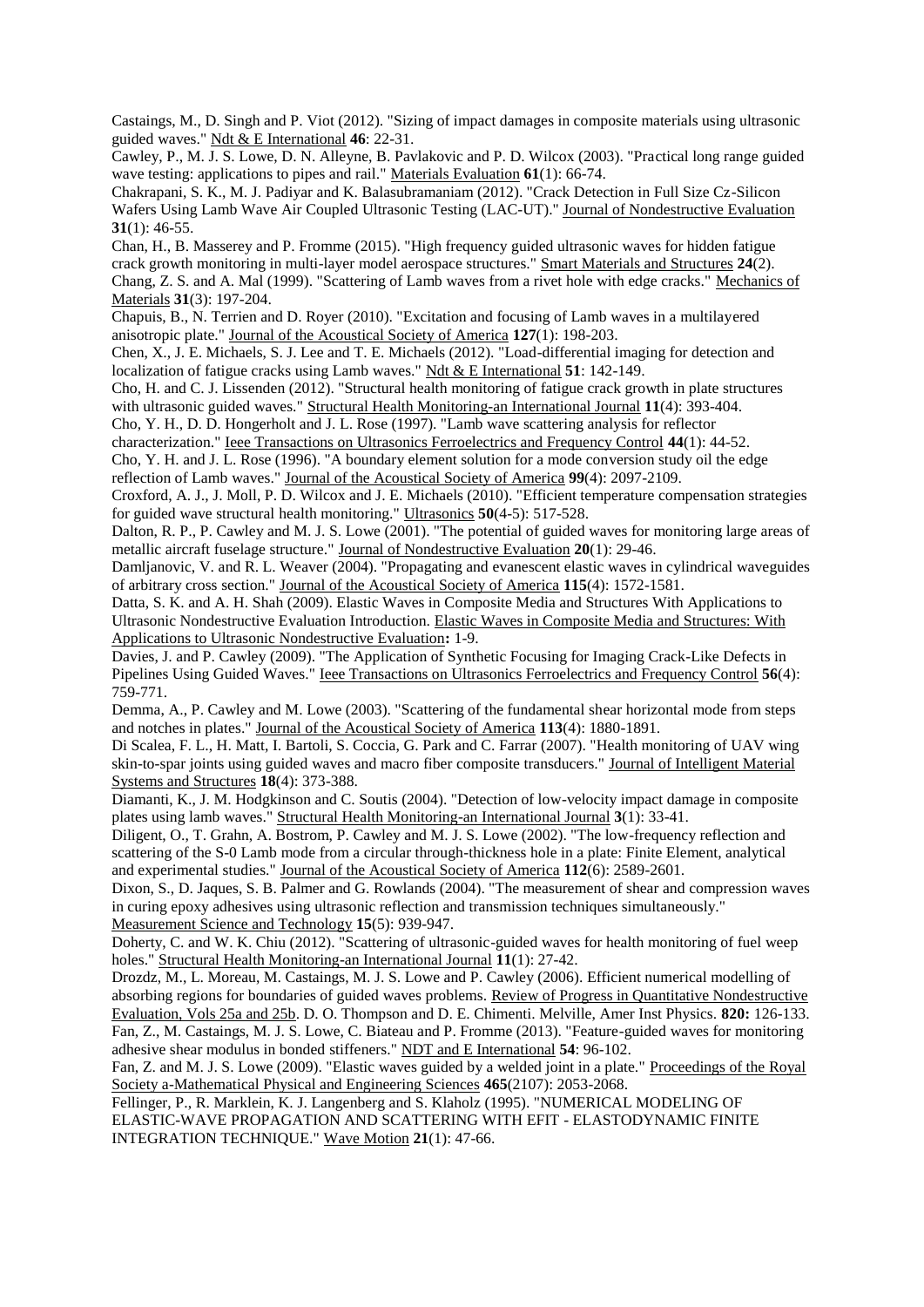Castaings, M., D. Singh and P. Viot (2012). "Sizing of impact damages in composite materials using ultrasonic guided waves." Ndt & E International **46**: 22-31.

Cawley, P., M. J. S. Lowe, D. N. Alleyne, B. Pavlakovic and P. D. Wilcox (2003). "Practical long range guided wave testing: applications to pipes and rail." Materials Evaluation **61**(1): 66-74.

Chakrapani, S. K., M. J. Padiyar and K. Balasubramaniam (2012). "Crack Detection in Full Size Cz-Silicon Wafers Using Lamb Wave Air Coupled Ultrasonic Testing (LAC-UT)." Journal of Nondestructive Evaluation **31**(1): 46-55.

Chan, H., B. Masserey and P. Fromme (2015). "High frequency guided ultrasonic waves for hidden fatigue crack growth monitoring in multi-layer model aerospace structures." Smart Materials and Structures **24**(2).

Chang, Z. S. and A. Mal (1999). "Scattering of Lamb waves from a rivet hole with edge cracks." Mechanics of Materials **31**(3): 197-204.

Chapuis, B., N. Terrien and D. Royer (2010). "Excitation and focusing of Lamb waves in a multilayered anisotropic plate." Journal of the Acoustical Society of America **127**(1): 198-203.

Chen, X., J. E. Michaels, S. J. Lee and T. E. Michaels (2012). "Load-differential imaging for detection and localization of fatigue cracks using Lamb waves." Ndt & E International **51**: 142-149.

Cho, H. and C. J. Lissenden (2012). "Structural health monitoring of fatigue crack growth in plate structures with ultrasonic guided waves." Structural Health Monitoring-an International Journal **11**(4): 393-404.

Cho, Y. H., D. D. Hongerholt and J. L. Rose (1997). "Lamb wave scattering analysis for reflector characterization." Ieee Transactions on Ultrasonics Ferroelectrics and Frequency Control **44**(1): 44-52.

Cho, Y. H. and J. L. Rose (1996). "A boundary element solution for a mode conversion study oil the edge reflection of Lamb waves." Journal of the Acoustical Society of America **99**(4): 2097-2109.

Croxford, A. J., J. Moll, P. D. Wilcox and J. E. Michaels (2010). "Efficient temperature compensation strategies for guided wave structural health monitoring." Ultrasonics **50**(4-5): 517-528.

Dalton, R. P., P. Cawley and M. J. S. Lowe (2001). "The potential of guided waves for monitoring large areas of metallic aircraft fuselage structure." Journal of Nondestructive Evaluation **20**(1): 29-46.

Damljanovic, V. and R. L. Weaver (2004). "Propagating and evanescent elastic waves in cylindrical waveguides of arbitrary cross section." Journal of the Acoustical Society of America **115**(4): 1572-1581.

Datta, S. K. and A. H. Shah (2009). Elastic Waves in Composite Media and Structures With Applications to Ultrasonic Nondestructive Evaluation Introduction. Elastic Waves in Composite Media and Structures: With Applications to Ultrasonic Nondestructive Evaluation**:** 1-9.

Davies, J. and P. Cawley (2009). "The Application of Synthetic Focusing for Imaging Crack-Like Defects in Pipelines Using Guided Waves." Ieee Transactions on Ultrasonics Ferroelectrics and Frequency Control **56**(4): 759-771.

Demma, A., P. Cawley and M. Lowe (2003). "Scattering of the fundamental shear horizontal mode from steps and notches in plates." Journal of the Acoustical Society of America **113**(4): 1880-1891.

Di Scalea, F. L., H. Matt, I. Bartoli, S. Coccia, G. Park and C. Farrar (2007). "Health monitoring of UAV wing skin-to-spar joints using guided waves and macro fiber composite transducers." Journal of Intelligent Material Systems and Structures **18**(4): 373-388.

Diamanti, K., J. M. Hodgkinson and C. Soutis (2004). "Detection of low-velocity impact damage in composite plates using lamb waves." Structural Health Monitoring-an International Journal **3**(1): 33-41.

Diligent, O., T. Grahn, A. Bostrom, P. Cawley and M. J. S. Lowe (2002). "The low-frequency reflection and scattering of the S-0 Lamb mode from a circular through-thickness hole in a plate: Finite Element, analytical and experimental studies." Journal of the Acoustical Society of America **112**(6): 2589-2601.

Dixon, S., D. Jaques, S. B. Palmer and G. Rowlands (2004). "The measurement of shear and compression waves in curing epoxy adhesives using ultrasonic reflection and transmission techniques simultaneously." Measurement Science and Technology **15**(5): 939-947.

Doherty, C. and W. K. Chiu (2012). "Scattering of ultrasonic-guided waves for health monitoring of fuel weep holes." Structural Health Monitoring-an International Journal **11**(1): 27-42.

Drozdz, M., L. Moreau, M. Castaings, M. J. S. Lowe and P. Cawley (2006). Efficient numerical modelling of absorbing regions for boundaries of guided waves problems. Review of Progress in Quantitative Nondestructive Evaluation, Vols 25a and 25b. D. O. Thompson and D. E. Chimenti. Melville, Amer Inst Physics. **820:** 126-133.

Fan, Z., M. Castaings, M. J. S. Lowe, C. Biateau and P. Fromme (2013). "Feature-guided waves for monitoring adhesive shear modulus in bonded stiffeners." NDT and E International **54**: 96-102.

Fan, Z. and M. J. S. Lowe (2009). "Elastic waves guided by a welded joint in a plate." Proceedings of the Royal Society a-Mathematical Physical and Engineering Sciences **465**(2107): 2053-2068.

Fellinger, P., R. Marklein, K. J. Langenberg and S. Klaholz (1995). "NUMERICAL MODELING OF ELASTIC-WAVE PROPAGATION AND SCATTERING WITH EFIT - ELASTODYNAMIC FINITE INTEGRATION TECHNIQUE." Wave Motion **21**(1): 47-66.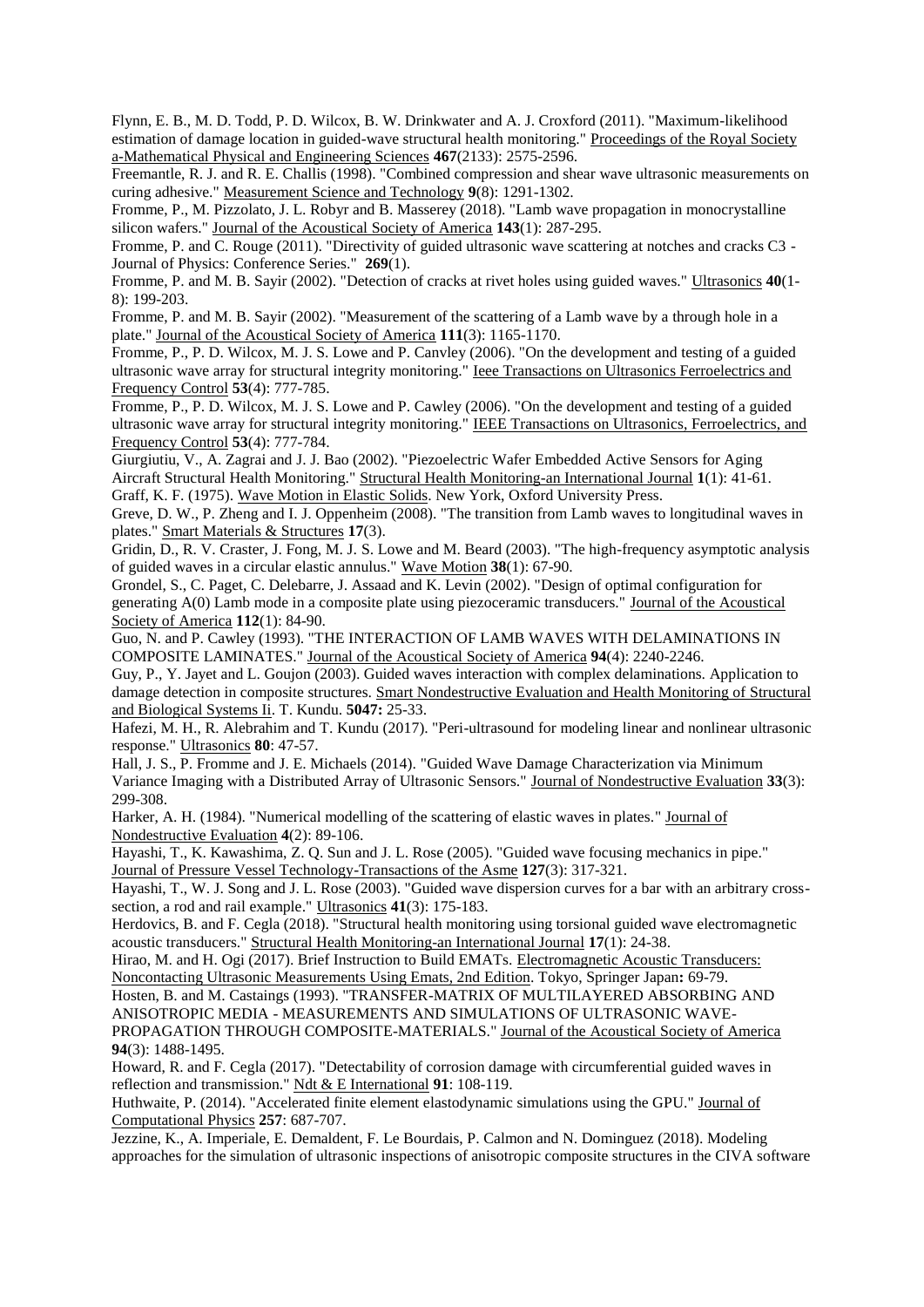Flynn, E. B., M. D. Todd, P. D. Wilcox, B. W. Drinkwater and A. J. Croxford (2011). "Maximum-likelihood estimation of damage location in guided-wave structural health monitoring." Proceedings of the Royal Society a-Mathematical Physical and Engineering Sciences **467**(2133): 2575-2596.

Freemantle, R. J. and R. E. Challis (1998). "Combined compression and shear wave ultrasonic measurements on curing adhesive." Measurement Science and Technology **9**(8): 1291-1302.

Fromme, P., M. Pizzolato, J. L. Robyr and B. Masserey (2018). "Lamb wave propagation in monocrystalline silicon wafers." Journal of the Acoustical Society of America **143**(1): 287-295.

Fromme, P. and C. Rouge (2011). "Directivity of guided ultrasonic wave scattering at notches and cracks C3 - Journal of Physics: Conference Series." **269**(1).

Fromme, P. and M. B. Sayir (2002). "Detection of cracks at rivet holes using guided waves." Ultrasonics **40**(1-8): 199-203.

Fromme, P. and M. B. Sayir (2002). "Measurement of the scattering of a Lamb wave by a through hole in a plate." Journal of the Acoustical Society of America **111**(3): 1165-1170.

Fromme, P., P. D. Wilcox, M. J. S. Lowe and P. Canvley (2006). "On the development and testing of a guided ultrasonic wave array for structural integrity monitoring." Ieee Transactions on Ultrasonics Ferroelectrics and Frequency Control **53**(4): 777-785.

Fromme, P., P. D. Wilcox, M. J. S. Lowe and P. Cawley (2006). "On the development and testing of a guided ultrasonic wave array for structural integrity monitoring." IEEE Transactions on Ultrasonics, Ferroelectrics, and Frequency Control **53**(4): 777-784.

Giurgiutiu, V., A. Zagrai and J. J. Bao (2002). "Piezoelectric Wafer Embedded Active Sensors for Aging Aircraft Structural Health Monitoring." Structural Health Monitoring-an International Journal **1**(1): 41-61.

Graff, K. F. (1975). Wave Motion in Elastic Solids. New York, Oxford University Press.

Greve, D. W., P. Zheng and I. J. Oppenheim (2008). "The transition from Lamb waves to longitudinal waves in plates." Smart Materials & Structures **17**(3).

Gridin, D., R. V. Craster, J. Fong, M. J. S. Lowe and M. Beard (2003). "The high-frequency asymptotic analysis of guided waves in a circular elastic annulus." Wave Motion **38**(1): 67-90.

Grondel, S., C. Paget, C. Delebarre, J. Assaad and K. Levin (2002). "Design of optimal configuration for generating A(0) Lamb mode in a composite plate using piezoceramic transducers." Journal of the Acoustical Society of America **112**(1): 84-90.

Guo, N. and P. Cawley (1993). "THE INTERACTION OF LAMB WAVES WITH DELAMINATIONS IN COMPOSITE LAMINATES." Journal of the Acoustical Society of America **94**(4): 2240-2246.

Guy, P., Y. Jayet and L. Goujon (2003). Guided waves interaction with complex delaminations. Application to damage detection in composite structures. Smart Nondestructive Evaluation and Health Monitoring of Structural and Biological Systems Ii. T. Kundu. **5047:** 25-33.

Hafezi, M. H., R. Alebrahim and T. Kundu (2017). "Peri-ultrasound for modeling linear and nonlinear ultrasonic response." Ultrasonics **80**: 47-57.

Hall, J. S., P. Fromme and J. E. Michaels (2014). "Guided Wave Damage Characterization via Minimum Variance Imaging with a Distributed Array of Ultrasonic Sensors." Journal of Nondestructive Evaluation **33**(3): 299-308.

Harker, A. H. (1984). "Numerical modelling of the scattering of elastic waves in plates." Journal of Nondestructive Evaluation **4**(2): 89-106.

Hayashi, T., K. Kawashima, Z. Q. Sun and J. L. Rose (2005). "Guided wave focusing mechanics in pipe." Journal of Pressure Vessel Technology-Transactions of the Asme **127**(3): 317-321.

Hayashi, T., W. J. Song and J. L. Rose (2003). "Guided wave dispersion curves for a bar with an arbitrary cross-section, a rod and rail example." Ultrasonics **41**(3): 175-183.

Herdovics, B. and F. Cegla (2018). "Structural health monitoring using torsional guided wave electromagnetic acoustic transducers." Structural Health Monitoring-an International Journal **17**(1): 24-38.

Hirao, M. and H. Ogi (2017). Brief Instruction to Build EMATs. Electromagnetic Acoustic Transducers: Noncontacting Ultrasonic Measurements Using Emats, 2nd Edition. Tokyo, Springer Japan**:** 69-79.

Hosten, B. and M. Castaings (1993). "TRANSFER-MATRIX OF MULTILAYERED ABSORBING AND ANISOTROPIC MEDIA - MEASUREMENTS AND SIMULATIONS OF ULTRASONIC WAVE-PROPAGATION THROUGH COMPOSITE-MATERIALS." Journal of the Acoustical Society of America **94**(3): 1488-1495.

Howard, R. and F. Cegla (2017). "Detectability of corrosion damage with circumferential guided waves in reflection and transmission." Ndt & E International **91**: 108-119.

Huthwaite, P. (2014). "Accelerated finite element elastodynamic simulations using the GPU." Journal of Computational Physics **257**: 687-707.

Jezzine, K., A. Imperiale, E. Demaldent, F. Le Bourdais, P. Calmon and N. Dominguez (2018). Modeling approaches for the simulation of ultrasonic inspections of anisotropic composite structures in the CIVA software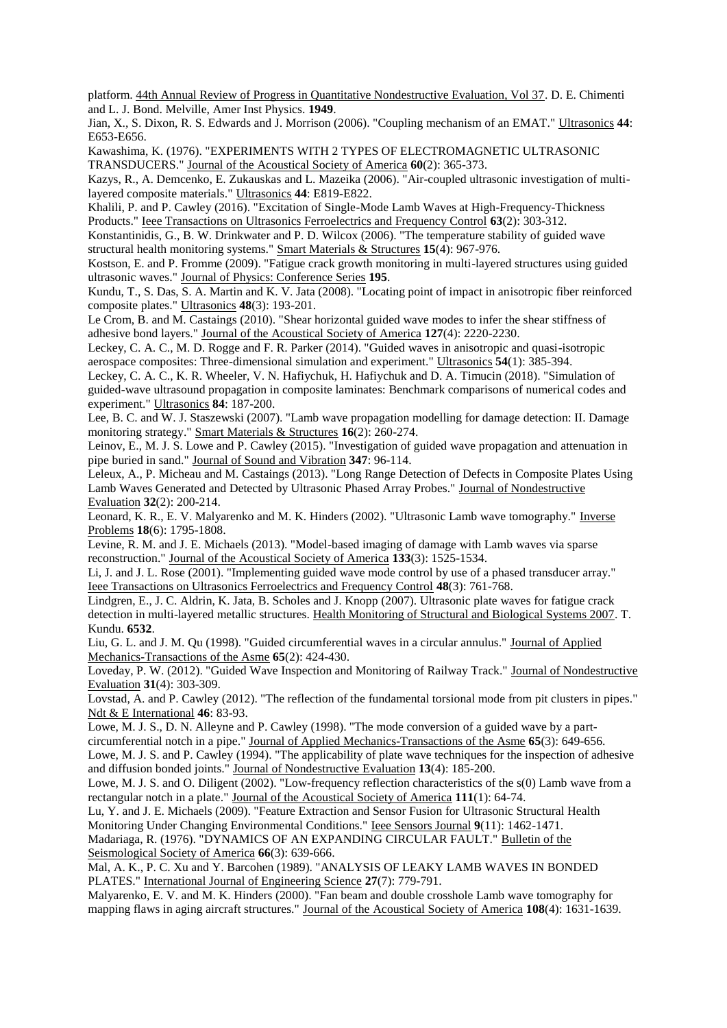platform. 44th Annual Review of Progress in Quantitative Nondestructive Evaluation, Vol 37. D. E. Chimenti and L. J. Bond. Melville, Amer Inst Physics. **1949**.

Jian, X., S. Dixon, R. S. Edwards and J. Morrison (2006). "Coupling mechanism of an EMAT." Ultrasonics **44**: E653-E656.

Kawashima, K. (1976). "EXPERIMENTS WITH 2 TYPES OF ELECTROMAGNETIC ULTRASONIC TRANSDUCERS." Journal of the Acoustical Society of America **60**(2): 365-373.

Kazys, R., A. Demcenko, E. Zukauskas and L. Mazeika (2006). "Air-coupled ultrasonic investigation of multi-layered composite materials." Ultrasonics **44**: E819-E822.

Khalili, P. and P. Cawley (2016). "Excitation of Single-Mode Lamb Waves at High-Frequency-Thickness Products." Ieee Transactions on Ultrasonics Ferroelectrics and Frequency Control **63**(2): 303-312.

Konstantinidis, G., B. W. Drinkwater and P. D. Wilcox (2006). "The temperature stability of guided wave structural health monitoring systems." Smart Materials & Structures **15**(4): 967-976.

Kostson, E. and P. Fromme (2009). "Fatigue crack growth monitoring in multi-layered structures using guided ultrasonic waves." Journal of Physics: Conference Series **195**.

Kundu, T., S. Das, S. A. Martin and K. V. Jata (2008). "Locating point of impact in anisotropic fiber reinforced composite plates." Ultrasonics **48**(3): 193-201.

Le Crom, B. and M. Castaings (2010). "Shear horizontal guided wave modes to infer the shear stiffness of adhesive bond layers." Journal of the Acoustical Society of America **127**(4): 2220-2230.

Leckey, C. A. C., M. D. Rogge and F. R. Parker (2014). "Guided waves in anisotropic and quasi-isotropic aerospace composites: Three-dimensional simulation and experiment." Ultrasonics **54**(1): 385-394.

Leckey, C. A. C., K. R. Wheeler, V. N. Hafiychuk, H. Hafiychuk and D. A. Timucin (2018). "Simulation of guided-wave ultrasound propagation in composite laminates: Benchmark comparisons of numerical codes and experiment." Ultrasonics **84**: 187-200.

Lee, B. C. and W. J. Staszewski (2007). "Lamb wave propagation modelling for damage detection: II. Damage monitoring strategy." Smart Materials & Structures **16**(2): 260-274.

Leinov, E., M. J. S. Lowe and P. Cawley (2015). "Investigation of guided wave propagation and attenuation in pipe buried in sand." Journal of Sound and Vibration **347**: 96-114.

Leleux, A., P. Micheau and M. Castaings (2013). "Long Range Detection of Defects in Composite Plates Using Lamb Waves Generated and Detected by Ultrasonic Phased Array Probes." Journal of Nondestructive Evaluation **32**(2): 200-214.

Leonard, K. R., E. V. Malyarenko and M. K. Hinders (2002). "Ultrasonic Lamb wave tomography." Inverse Problems **18**(6): 1795-1808.

Levine, R. M. and J. E. Michaels (2013). "Model-based imaging of damage with Lamb waves via sparse reconstruction." Journal of the Acoustical Society of America **133**(3): 1525-1534.

Li, J. and J. L. Rose (2001). "Implementing guided wave mode control by use of a phased transducer array." Ieee Transactions on Ultrasonics Ferroelectrics and Frequency Control **48**(3): 761-768.

Lindgren, E., J. C. Aldrin, K. Jata, B. Scholes and J. Knopp (2007). Ultrasonic plate waves for fatigue crack detection in multi-layered metallic structures. Health Monitoring of Structural and Biological Systems 2007. T. Kundu. **6532**.

Liu, G. L. and J. M. Qu (1998). "Guided circumferential waves in a circular annulus." Journal of Applied Mechanics-Transactions of the Asme **65**(2): 424-430.

Loveday, P. W. (2012). "Guided Wave Inspection and Monitoring of Railway Track." Journal of Nondestructive Evaluation **31**(4): 303-309.

Lovstad, A. and P. Cawley (2012). "The reflection of the fundamental torsional mode from pit clusters in pipes." Ndt & E International **46**: 83-93.

Lowe, M. J. S., D. N. Alleyne and P. Cawley (1998). "The mode conversion of a guided wave by a part-circumferential notch in a pipe." Journal of Applied Mechanics-Transactions of the Asme **65**(3): 649-656.

Lowe, M. J. S. and P. Cawley (1994). "The applicability of plate wave techniques for the inspection of adhesive and diffusion bonded joints." Journal of Nondestructive Evaluation **13**(4): 185-200.

Lowe, M. J. S. and O. Diligent (2002). "Low-frequency reflection characteristics of the s(0) Lamb wave from a rectangular notch in a plate." Journal of the Acoustical Society of America **111**(1): 64-74.

Lu, Y. and J. E. Michaels (2009). "Feature Extraction and Sensor Fusion for Ultrasonic Structural Health Monitoring Under Changing Environmental Conditions." Ieee Sensors Journal **9**(11): 1462-1471.

Madariaga, R. (1976). "DYNAMICS OF AN EXPANDING CIRCULAR FAULT." Bulletin of the Seismological Society of America **66**(3): 639-666.

Mal, A. K., P. C. Xu and Y. Barcohen (1989). "ANALYSIS OF LEAKY LAMB WAVES IN BONDED PLATES." International Journal of Engineering Science **27**(7): 779-791.

Malyarenko, E. V. and M. K. Hinders (2000). "Fan beam and double crosshole Lamb wave tomography for mapping flaws in aging aircraft structures." Journal of the Acoustical Society of America **108**(4): 1631-1639.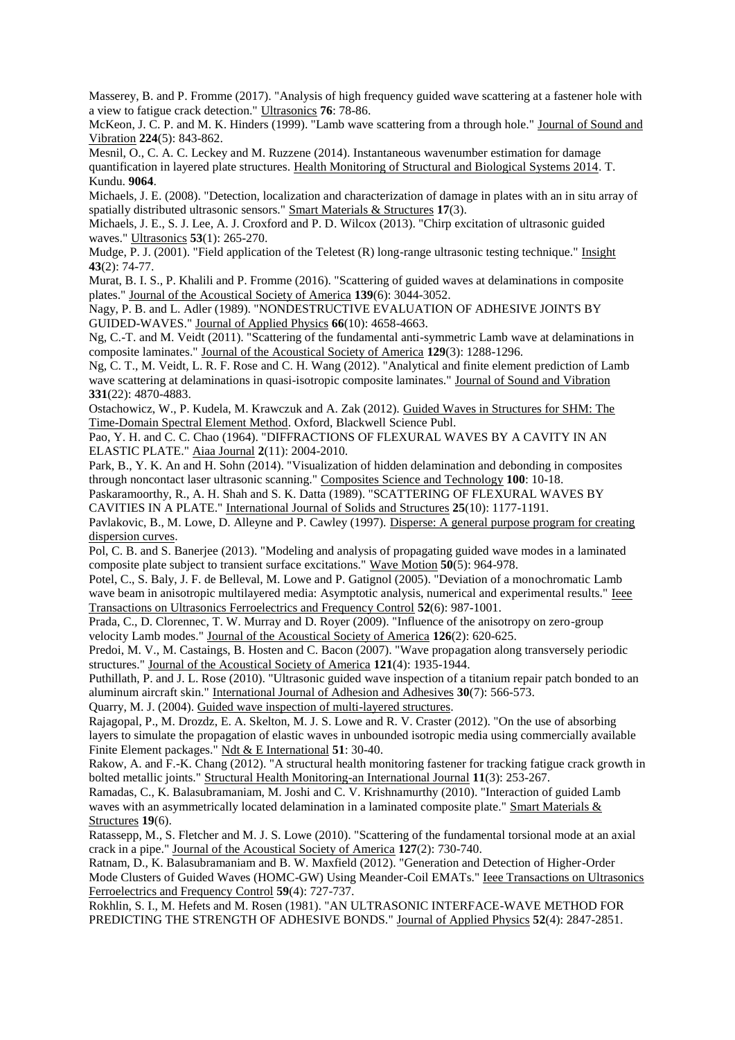Masserey, B. and P. Fromme (2017). "Analysis of high frequency guided wave scattering at a fastener hole with a view to fatigue crack detection." Ultrasonics **76**: 78-86.

McKeon, J. C. P. and M. K. Hinders (1999). "Lamb wave scattering from a through hole." Journal of Sound and Vibration **224**(5): 843-862.

Mesnil, O., C. A. C. Leckey and M. Ruzzene (2014). Instantaneous wavenumber estimation for damage quantification in layered plate structures. Health Monitoring of Structural and Biological Systems 2014. T. Kundu. **9064**.

Michaels, J. E. (2008). "Detection, localization and characterization of damage in plates with an in situ array of spatially distributed ultrasonic sensors." Smart Materials & Structures **17**(3).

Michaels, J. E., S. J. Lee, A. J. Croxford and P. D. Wilcox (2013). "Chirp excitation of ultrasonic guided waves." Ultrasonics **53**(1): 265-270.

Mudge, P. J. (2001). "Field application of the Teletest (R) long-range ultrasonic testing technique." Insight **43**(2): 74-77.

Murat, B. I. S., P. Khalili and P. Fromme (2016). "Scattering of guided waves at delaminations in composite plates." Journal of the Acoustical Society of America **139**(6): 3044-3052.

Nagy, P. B. and L. Adler (1989). "NONDESTRUCTIVE EVALUATION OF ADHESIVE JOINTS BY GUIDED-WAVES." Journal of Applied Physics **66**(10): 4658-4663.

Ng, C.-T. and M. Veidt (2011). "Scattering of the fundamental anti-symmetric Lamb wave at delaminations in composite laminates." Journal of the Acoustical Society of America **129**(3): 1288-1296.

Ng, C. T., M. Veidt, L. R. F. Rose and C. H. Wang (2012). "Analytical and finite element prediction of Lamb wave scattering at delaminations in quasi-isotropic composite laminates." Journal of Sound and Vibration **331**(22): 4870-4883.

Ostachowicz, W., P. Kudela, M. Krawczuk and A. Zak (2012). Guided Waves in Structures for SHM: The Time-Domain Spectral Element Method. Oxford, Blackwell Science Publ.

Pao, Y. H. and C. C. Chao (1964). "DIFFRACTIONS OF FLEXURAL WAVES BY A CAVITY IN AN ELASTIC PLATE." Aiaa Journal **2**(11): 2004-2010.

Park, B., Y. K. An and H. Sohn (2014). "Visualization of hidden delamination and debonding in composites through noncontact laser ultrasonic scanning." Composites Science and Technology **100**: 10-18.

Paskaramoorthy, R., A. H. Shah and S. K. Datta (1989). "SCATTERING OF FLEXURAL WAVES BY CAVITIES IN A PLATE." International Journal of Solids and Structures **25**(10): 1177-1191.

Pavlakovic, B., M. Lowe, D. Alleyne and P. Cawley (1997). Disperse: A general purpose program for creating dispersion curves.

Pol, C. B. and S. Banerjee (2013). "Modeling and analysis of propagating guided wave modes in a laminated composite plate subject to transient surface excitations." Wave Motion **50**(5): 964-978.

Potel, C., S. Baly, J. F. de Belleval, M. Lowe and P. Gatignol (2005). "Deviation of a monochromatic Lamb wave beam in anisotropic multilayered media: Asymptotic analysis, numerical and experimental results." Ieee Transactions on Ultrasonics Ferroelectrics and Frequency Control **52**(6): 987-1001.

Prada, C., D. Clorennec, T. W. Murray and D. Royer (2009). "Influence of the anisotropy on zero-group velocity Lamb modes." Journal of the Acoustical Society of America **126**(2): 620-625.

Predoi, M. V., M. Castaings, B. Hosten and C. Bacon (2007). "Wave propagation along transversely periodic structures." Journal of the Acoustical Society of America **121**(4): 1935-1944.

Puthillath, P. and J. L. Rose (2010). "Ultrasonic guided wave inspection of a titanium repair patch bonded to an aluminum aircraft skin." International Journal of Adhesion and Adhesives **30**(7): 566-573.

Quarry, M. J. (2004). Guided wave inspection of multi-layered structures.

Rajagopal, P., M. Drozdz, E. A. Skelton, M. J. S. Lowe and R. V. Craster (2012). "On the use of absorbing layers to simulate the propagation of elastic waves in unbounded isotropic media using commercially available Finite Element packages." Ndt & E International **51**: 30-40.

Rakow, A. and F.-K. Chang (2012). "A structural health monitoring fastener for tracking fatigue crack growth in bolted metallic joints." Structural Health Monitoring-an International Journal **11**(3): 253-267.

Ramadas, C., K. Balasubramaniam, M. Joshi and C. V. Krishnamurthy (2010). "Interaction of guided Lamb waves with an asymmetrically located delamination in a laminated composite plate." Smart Materials & Structures **19**(6).

Ratassepp, M., S. Fletcher and M. J. S. Lowe (2010). "Scattering of the fundamental torsional mode at an axial crack in a pipe." Journal of the Acoustical Society of America **127**(2): 730-740.

Ratnam, D., K. Balasubramaniam and B. W. Maxfield (2012). "Generation and Detection of Higher-Order Mode Clusters of Guided Waves (HOMC-GW) Using Meander-Coil EMATs." Ieee Transactions on Ultrasonics Ferroelectrics and Frequency Control **59**(4): 727-737.

Rokhlin, S. I., M. Hefets and M. Rosen (1981). "AN ULTRASONIC INTERFACE-WAVE METHOD FOR PREDICTING THE STRENGTH OF ADHESIVE BONDS." Journal of Applied Physics **52**(4): 2847-2851.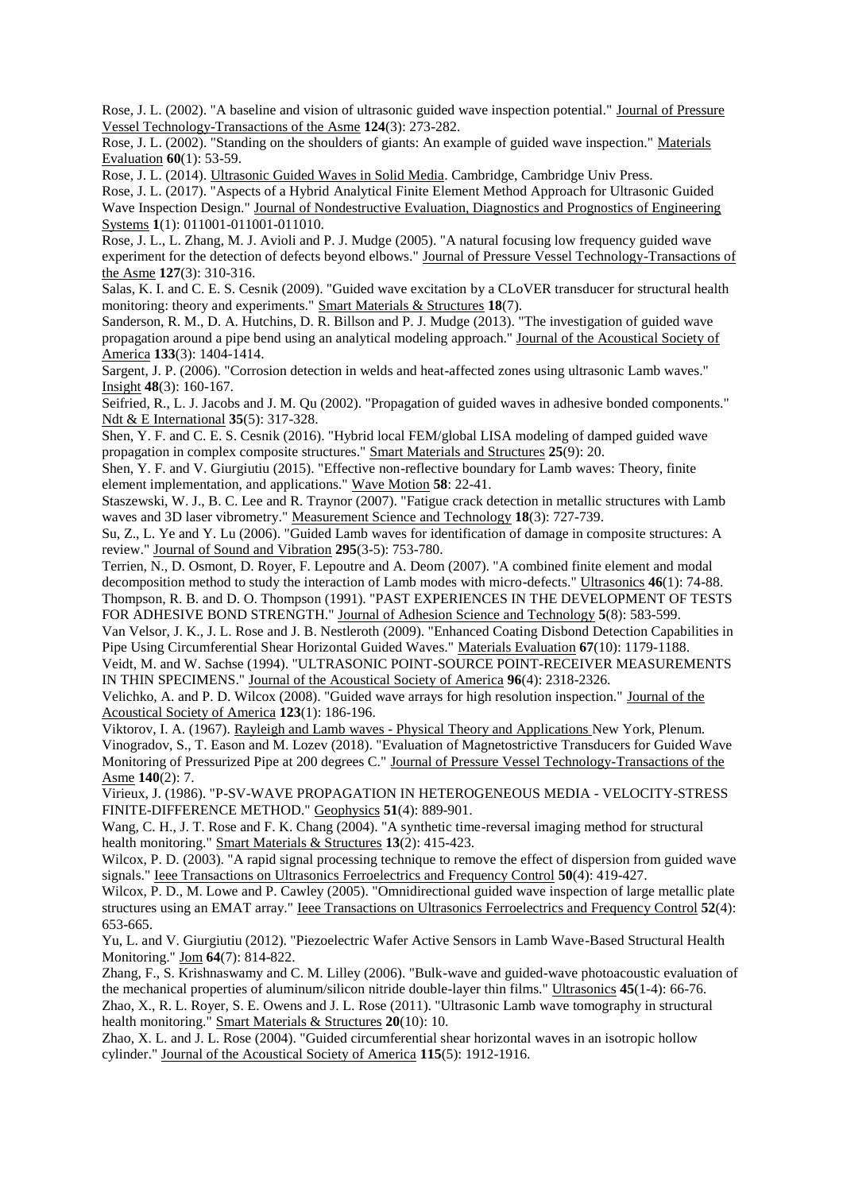Rose, J. L. (2002). "A baseline and vision of ultrasonic guided wave inspection potential." Journal of Pressure Vessel Technology-Transactions of the Asme **124**(3): 273-282.

Rose, J. L. (2002). "Standing on the shoulders of giants: An example of guided wave inspection." Materials Evaluation **60**(1): 53-59.

Rose, J. L. (2014). Ultrasonic Guided Waves in Solid Media. Cambridge, Cambridge Univ Press.

Rose, J. L. (2017). "Aspects of a Hybrid Analytical Finite Element Method Approach for Ultrasonic Guided Wave Inspection Design." Journal of Nondestructive Evaluation, Diagnostics and Prognostics of Engineering Systems **1**(1): 011001-011001-011010.

Rose, J. L., L. Zhang, M. J. Avioli and P. J. Mudge (2005). "A natural focusing low frequency guided wave experiment for the detection of defects beyond elbows." Journal of Pressure Vessel Technology-Transactions of the Asme **127**(3): 310-316.

Salas, K. I. and C. E. S. Cesnik (2009). "Guided wave excitation by a CLoVER transducer for structural health monitoring: theory and experiments." Smart Materials & Structures **18**(7).

Sanderson, R. M., D. A. Hutchins, D. R. Billson and P. J. Mudge (2013). "The investigation of guided wave propagation around a pipe bend using an analytical modeling approach." Journal of the Acoustical Society of America **133**(3): 1404-1414.

Sargent, J. P. (2006). "Corrosion detection in welds and heat-affected zones using ultrasonic Lamb waves." Insight **48**(3): 160-167.

Seifried, R., L. J. Jacobs and J. M. Qu (2002). "Propagation of guided waves in adhesive bonded components." Ndt & E International **35**(5): 317-328.

Shen, Y. F. and C. E. S. Cesnik (2016). "Hybrid local FEM/global LISA modeling of damped guided wave propagation in complex composite structures." Smart Materials and Structures **25**(9): 20.

Shen, Y. F. and V. Giurgiutiu (2015). "Effective non-reflective boundary for Lamb waves: Theory, finite element implementation, and applications." Wave Motion **58**: 22-41.

Staszewski, W. J., B. C. Lee and R. Traynor (2007). "Fatigue crack detection in metallic structures with Lamb waves and 3D laser vibrometry." Measurement Science and Technology **18**(3): 727-739.

Su, Z., L. Ye and Y. Lu (2006). "Guided Lamb waves for identification of damage in composite structures: A review." Journal of Sound and Vibration **295**(3-5): 753-780.

Terrien, N., D. Osmont, D. Royer, F. Lepoutre and A. Deom (2007). "A combined finite element and modal decomposition method to study the interaction of Lamb modes with micro-defects." Ultrasonics **46**(1): 74-88.

Thompson, R. B. and D. O. Thompson (1991). "PAST EXPERIENCES IN THE DEVELOPMENT OF TESTS FOR ADHESIVE BOND STRENGTH." Journal of Adhesion Science and Technology **5**(8): 583-599.

Van Velsor, J. K., J. L. Rose and J. B. Nestleroth (2009). "Enhanced Coating Disbond Detection Capabilities in Pipe Using Circumferential Shear Horizontal Guided Waves." Materials Evaluation **67**(10): 1179-1188.

Veidt, M. and W. Sachse (1994). "ULTRASONIC POINT-SOURCE POINT-RECEIVER MEASUREMENTS IN THIN SPECIMENS." Journal of the Acoustical Society of America **96**(4): 2318-2326.

Velichko, A. and P. D. Wilcox (2008). "Guided wave arrays for high resolution inspection." Journal of the Acoustical Society of America **123**(1): 186-196.

Viktorov, I. A. (1967). Rayleigh and Lamb waves - Physical Theory and Applications New York, Plenum.

Vinogradov, S., T. Eason and M. Lozev (2018). "Evaluation of Magnetostrictive Transducers for Guided Wave Monitoring of Pressurized Pipe at 200 degrees C." Journal of Pressure Vessel Technology-Transactions of the Asme **140**(2): 7.

Virieux, J. (1986). "P-SV-WAVE PROPAGATION IN HETEROGENEOUS MEDIA - VELOCITY-STRESS FINITE-DIFFERENCE METHOD." Geophysics **51**(4): 889-901.

Wang, C. H., J. T. Rose and F. K. Chang (2004). "A synthetic time-reversal imaging method for structural health monitoring." Smart Materials & Structures **13**(2): 415-423.

Wilcox, P. D. (2003). "A rapid signal processing technique to remove the effect of dispersion from guided wave signals." Ieee Transactions on Ultrasonics Ferroelectrics and Frequency Control **50**(4): 419-427.

Wilcox, P. D., M. Lowe and P. Cawley (2005). "Omnidirectional guided wave inspection of large metallic plate structures using an EMAT array." Ieee Transactions on Ultrasonics Ferroelectrics and Frequency Control **52**(4): 653-665.

Yu, L. and V. Giurgiutiu (2012). "Piezoelectric Wafer Active Sensors in Lamb Wave-Based Structural Health Monitoring." Jom **64**(7): 814-822.

Zhang, F., S. Krishnaswamy and C. M. Lilley (2006). "Bulk-wave and guided-wave photoacoustic evaluation of the mechanical properties of aluminum/silicon nitride double-layer thin films." Ultrasonics **45**(1-4): 66-76.

Zhao, X., R. L. Royer, S. E. Owens and J. L. Rose (2011). "Ultrasonic Lamb wave tomography in structural health monitoring." Smart Materials & Structures **20**(10): 10.

Zhao, X. L. and J. L. Rose (2004). "Guided circumferential shear horizontal waves in an isotropic hollow cylinder." Journal of the Acoustical Society of America **115**(5): 1912-1916.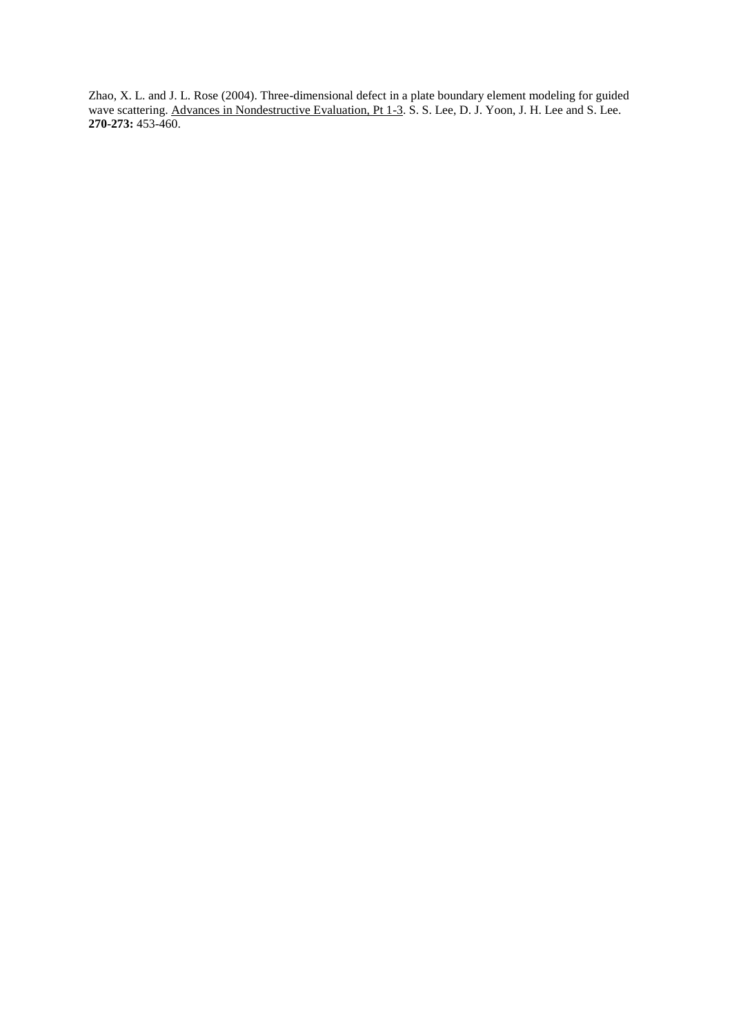Zhao, X. L. and J. L. Rose (2004). Three-dimensional defect in a plate boundary element modeling for guided wave scattering. Advances in Nondestructive Evaluation, Pt 1-3. S. S. Lee, D. J. Yoon, J. H. Lee and S. Lee. **270-273:** 453-460.